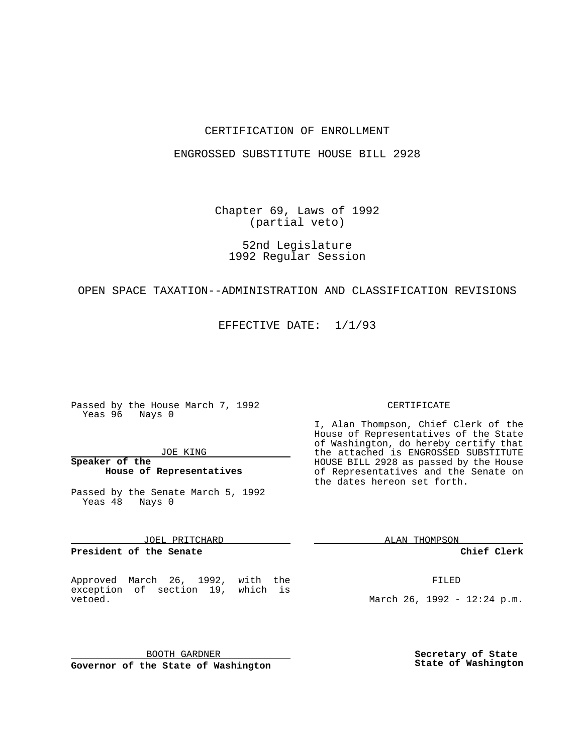# CERTIFICATION OF ENROLLMENT

## ENGROSSED SUBSTITUTE HOUSE BILL 2928

Chapter 69, Laws of 1992
(partial veto)

52nd Legislature
1992 Regular Session

OPEN SPACE TAXATION--ADMINISTRATION AND CLASSIFICATION REVISIONS

EFFECTIVE DATE: 1/1/93

Passed by the House March 7, 1992
Yeas 96 Nays 0

JOE KING

**Speaker of the House of Representatives**

Passed by the Senate March 5, 1992
Yeas 48 Nays 0

JOEL PRITCHARD

**President of the Senate**

Approved March 26, 1992, with the exception of section 19, which is vetoed.

BOOTH GARDNER

**Governor of the State of Washington**

CERTIFICATE

I, Alan Thompson, Chief Clerk of the House of Representatives of the State of Washington, do hereby certify that the attached is ENGROSSED SUBSTITUTE HOUSE BILL 2928 as passed by the House of Representatives and the Senate on the dates hereon set forth.

ALAN THOMPSON

**Chief Clerk**

FILED

March 26, 1992 - 12:24 p.m.

**Secretary of State**
**State of Washington**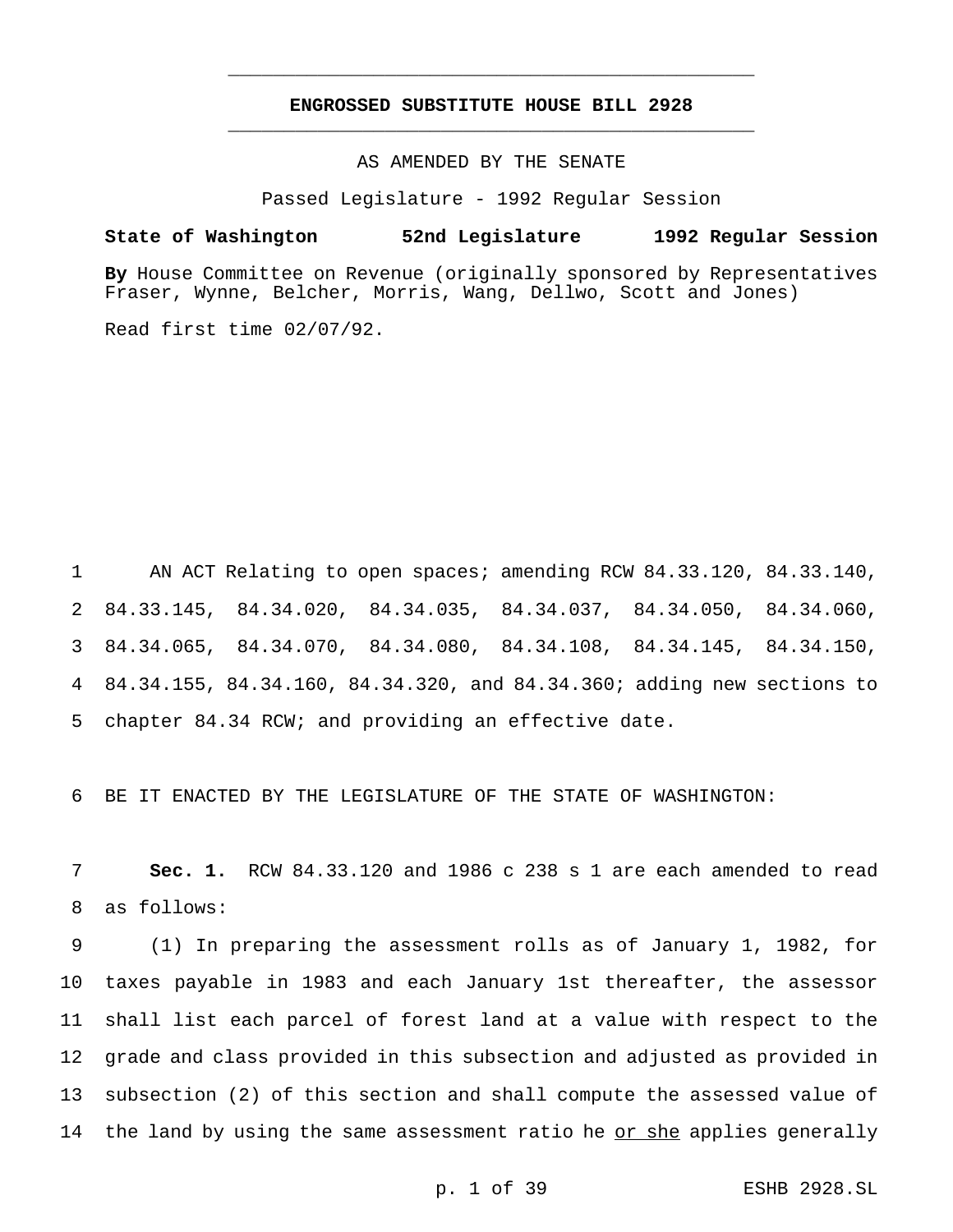# ENGROSSED SUBSTITUTE HOUSE BILL 2928

AS AMENDED BY THE SENATE

Passed Legislature - 1992 Regular Session

**State of Washington 52nd Legislature 1992 Regular Session**

**By** House Committee on Revenue (originally sponsored by Representatives Fraser, Wynne, Belcher, Morris, Wang, Dellwo, Scott and Jones)

Read first time 02/07/92.

AN ACT Relating to open spaces; amending RCW 84.33.120, 84.33.140, 84.33.145, 84.34.020, 84.34.035, 84.34.037, 84.34.050, 84.34.060, 84.34.065, 84.34.070, 84.34.080, 84.34.108, 84.34.145, 84.34.150, 84.34.155, 84.34.160, 84.34.320, and 84.34.360; adding new sections to chapter 84.34 RCW; and providing an effective date.

BE IT ENACTED BY THE LEGISLATURE OF THE STATE OF WASHINGTON:

**Sec. 1.** RCW 84.33.120 and 1986 c 238 s 1 are each amended to read as follows:

(1) In preparing the assessment rolls as of January 1, 1982, for taxes payable in 1983 and each January 1st thereafter, the assessor shall list each parcel of forest land at a value with respect to the grade and class provided in this subsection and adjusted as provided in subsection (2) of this section and shall compute the assessed value of the land by using the same assessment ratio he <u>or she</u> applies generally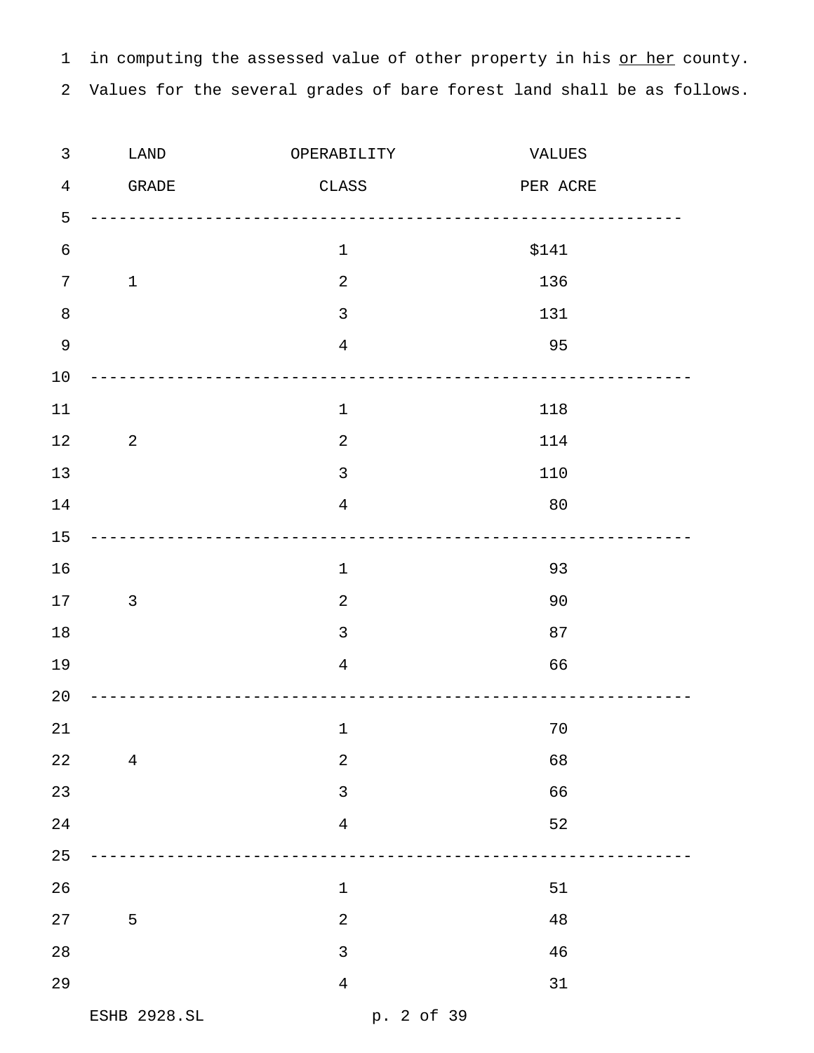in computing the assessed value of other property in his or her county. Values for the several grades of bare forest land shall be as follows.

| LAND GRADE | OPERABILITY CLASS | VALUES PER ACRE |
|---|---|---|
| | 1 | $141 |
| 1 | 2 | 136 |
| | 3 | 131 |
| | 4 | 95 |
| | 1 | 118 |
| 2 | 2 | 114 |
| | 3 | 110 |
| | 4 | 80 |
| | 1 | 93 |
| 3 | 2 | 90 |
| | 3 | 87 |
| | 4 | 66 |
| | 1 | 70 |
| 4 | 2 | 68 |
| | 3 | 66 |
| | 4 | 52 |
| | 1 | 51 |
| 5 | 2 | 48 |
| | 3 | 46 |
| | 4 | 31 |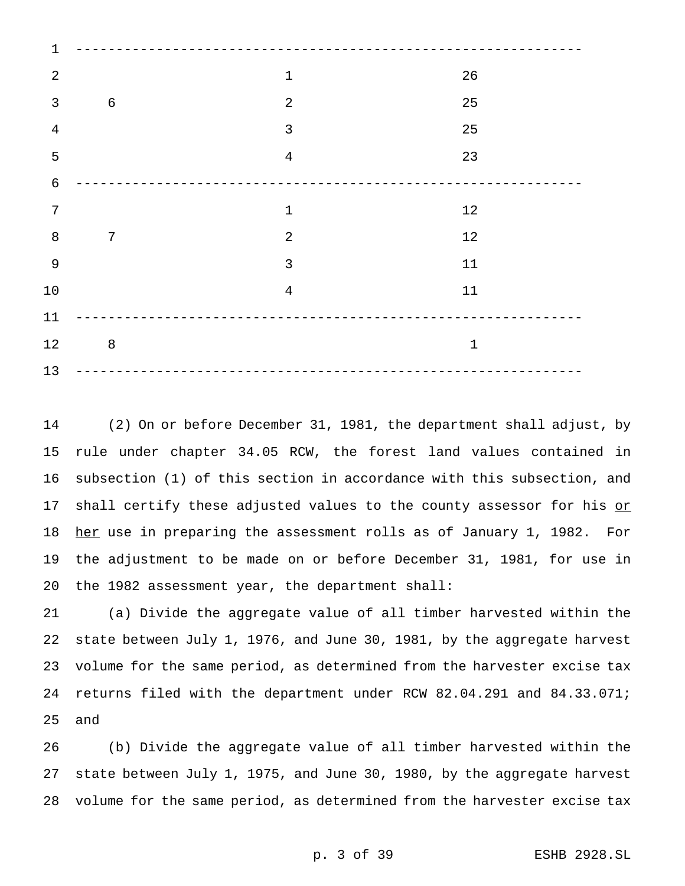| | | |
|---|---|---|
| | 1 | 26 |
| 6 | 2 | 25 |
| | 3 | 25 |
| | 4 | 23 |
| | 1 | 12 |
| 7 | 2 | 12 |
| | 3 | 11 |
| | 4 | 11 |
| 8 | | 1 |

(2) On or before December 31, 1981, the department shall adjust, by rule under chapter 34.05 RCW, the forest land values contained in subsection (1) of this section in accordance with this subsection, and shall certify these adjusted values to the county assessor for his <u>or her</u> use in preparing the assessment rolls as of January 1, 1982. For the adjustment to be made on or before December 31, 1981, for use in the 1982 assessment year, the department shall:

(a) Divide the aggregate value of all timber harvested within the state between July 1, 1976, and June 30, 1981, by the aggregate harvest volume for the same period, as determined from the harvester excise tax returns filed with the department under RCW 82.04.291 and 84.33.071; and

(b) Divide the aggregate value of all timber harvested within the state between July 1, 1975, and June 30, 1980, by the aggregate harvest volume for the same period, as determined from the harvester excise tax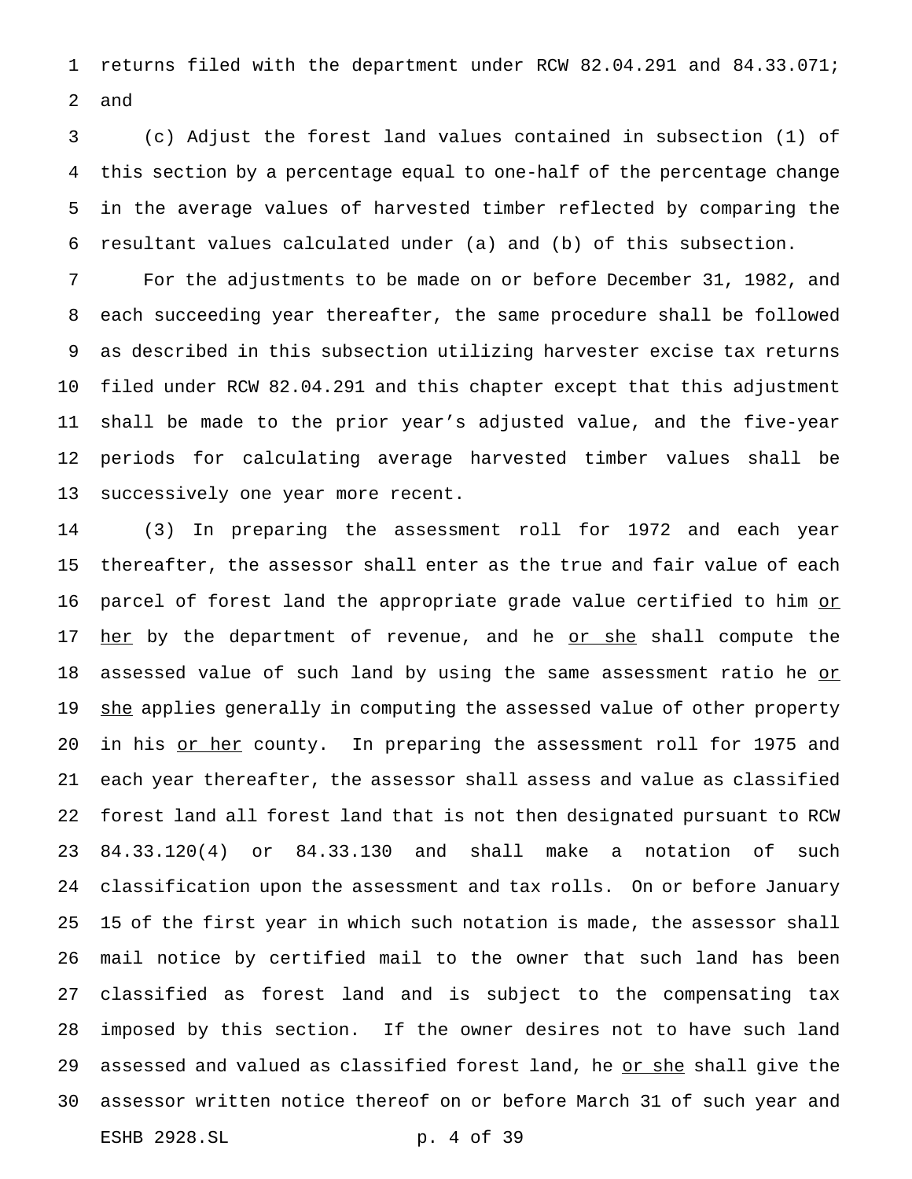returns filed with the department under RCW 82.04.291 and 84.33.071; and

(c) Adjust the forest land values contained in subsection (1) of this section by a percentage equal to one-half of the percentage change in the average values of harvested timber reflected by comparing the resultant values calculated under (a) and (b) of this subsection.

For the adjustments to be made on or before December 31, 1982, and each succeeding year thereafter, the same procedure shall be followed as described in this subsection utilizing harvester excise tax returns filed under RCW 82.04.291 and this chapter except that this adjustment shall be made to the prior year's adjusted value, and the five-year periods for calculating average harvested timber values shall be successively one year more recent.

(3) In preparing the assessment roll for 1972 and each year thereafter, the assessor shall enter as the true and fair value of each parcel of forest land the appropriate grade value certified to him <u>or her</u> by the department of revenue, and he <u>or she</u> shall compute the assessed value of such land by using the same assessment ratio he <u>or she</u> applies generally in computing the assessed value of other property in his <u>or her</u> county. In preparing the assessment roll for 1975 and each year thereafter, the assessor shall assess and value as classified forest land all forest land that is not then designated pursuant to RCW 84.33.120(4) or 84.33.130 and shall make a notation of such classification upon the assessment and tax rolls. On or before January 15 of the first year in which such notation is made, the assessor shall mail notice by certified mail to the owner that such land has been classified as forest land and is subject to the compensating tax imposed by this section. If the owner desires not to have such land assessed and valued as classified forest land, he <u>or she</u> shall give the assessor written notice thereof on or before March 31 of such year and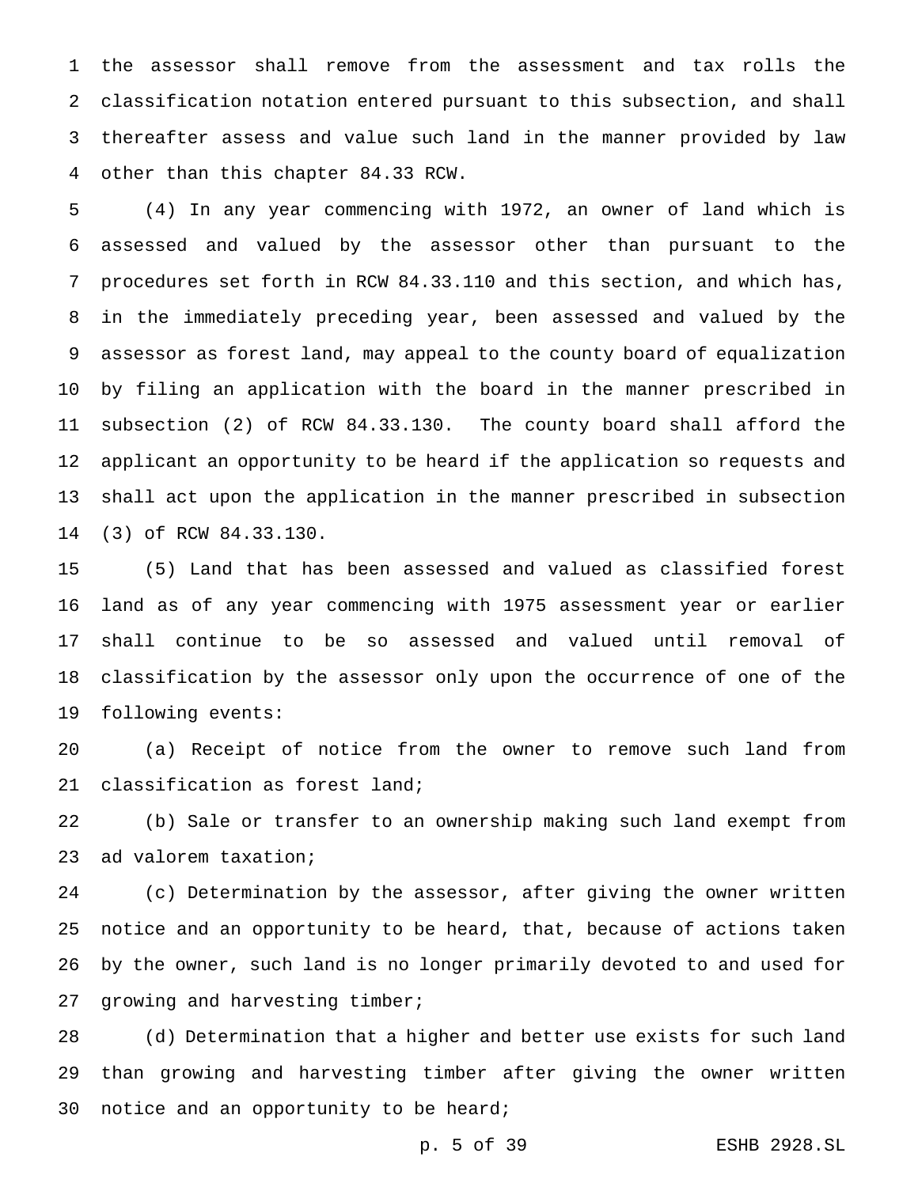the assessor shall remove from the assessment and tax rolls the classification notation entered pursuant to this subsection, and shall thereafter assess and value such land in the manner provided by law other than this chapter 84.33 RCW.

(4) In any year commencing with 1972, an owner of land which is assessed and valued by the assessor other than pursuant to the procedures set forth in RCW 84.33.110 and this section, and which has, in the immediately preceding year, been assessed and valued by the assessor as forest land, may appeal to the county board of equalization by filing an application with the board in the manner prescribed in subsection (2) of RCW 84.33.130. The county board shall afford the applicant an opportunity to be heard if the application so requests and shall act upon the application in the manner prescribed in subsection (3) of RCW 84.33.130.

(5) Land that has been assessed and valued as classified forest land as of any year commencing with 1975 assessment year or earlier shall continue to be so assessed and valued until removal of classification by the assessor only upon the occurrence of one of the following events:

(a) Receipt of notice from the owner to remove such land from classification as forest land;

(b) Sale or transfer to an ownership making such land exempt from ad valorem taxation;

(c) Determination by the assessor, after giving the owner written notice and an opportunity to be heard, that, because of actions taken by the owner, such land is no longer primarily devoted to and used for growing and harvesting timber;

(d) Determination that a higher and better use exists for such land than growing and harvesting timber after giving the owner written notice and an opportunity to be heard;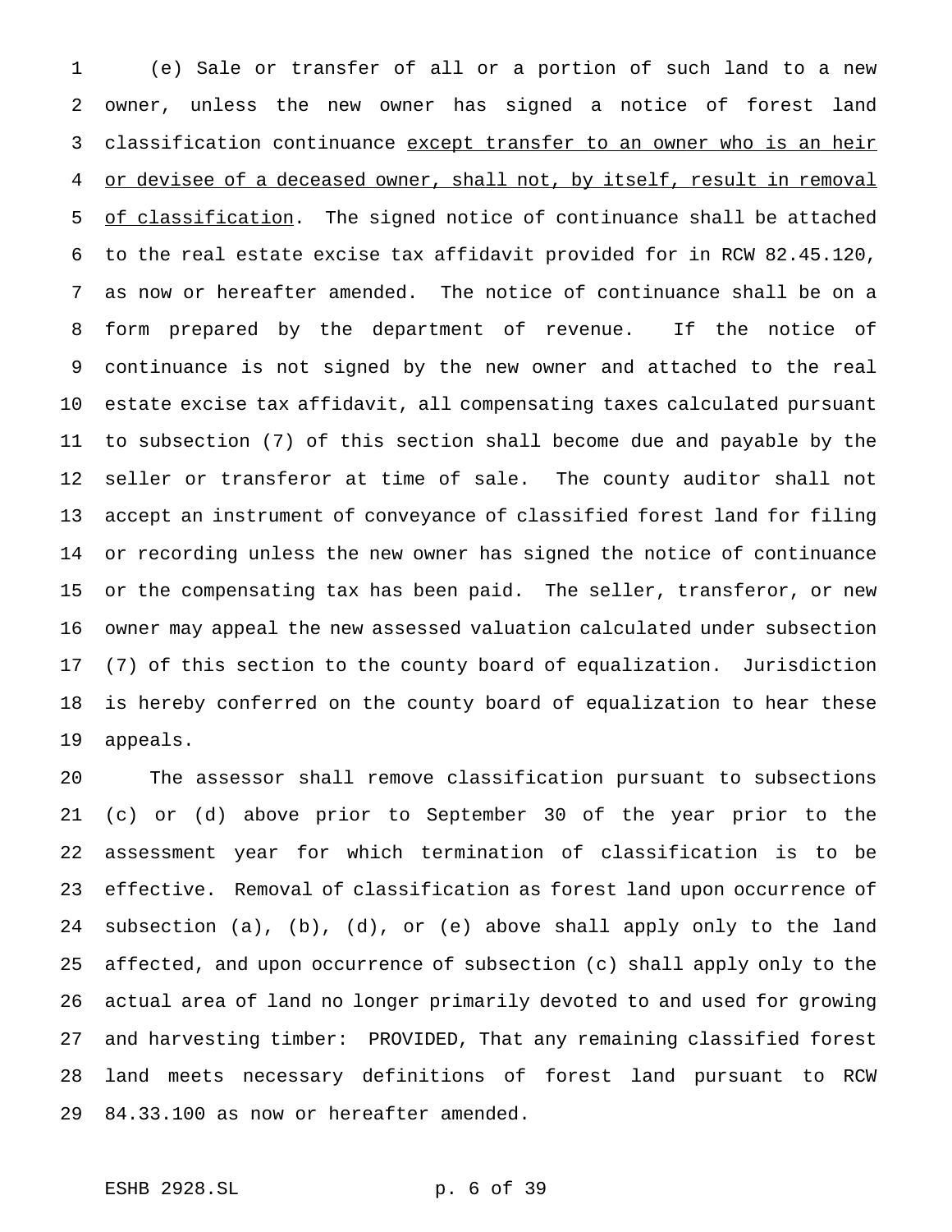(e) Sale or transfer of all or a portion of such land to a new owner, unless the new owner has signed a notice of forest land classification continuance <u>except transfer to an owner who is an heir or devisee of a deceased owner, shall not, by itself, result in removal of classification</u>. The signed notice of continuance shall be attached to the real estate excise tax affidavit provided for in RCW 82.45.120, as now or hereafter amended. The notice of continuance shall be on a form prepared by the department of revenue. If the notice of continuance is not signed by the new owner and attached to the real estate excise tax affidavit, all compensating taxes calculated pursuant to subsection (7) of this section shall become due and payable by the seller or transferor at time of sale. The county auditor shall not accept an instrument of conveyance of classified forest land for filing or recording unless the new owner has signed the notice of continuance or the compensating tax has been paid. The seller, transferor, or new owner may appeal the new assessed valuation calculated under subsection (7) of this section to the county board of equalization. Jurisdiction is hereby conferred on the county board of equalization to hear these appeals.

The assessor shall remove classification pursuant to subsections (c) or (d) above prior to September 30 of the year prior to the assessment year for which termination of classification is to be effective. Removal of classification as forest land upon occurrence of subsection (a), (b), (d), or (e) above shall apply only to the land affected, and upon occurrence of subsection (c) shall apply only to the actual area of land no longer primarily devoted to and used for growing and harvesting timber: PROVIDED, That any remaining classified forest land meets necessary definitions of forest land pursuant to RCW 84.33.100 as now or hereafter amended.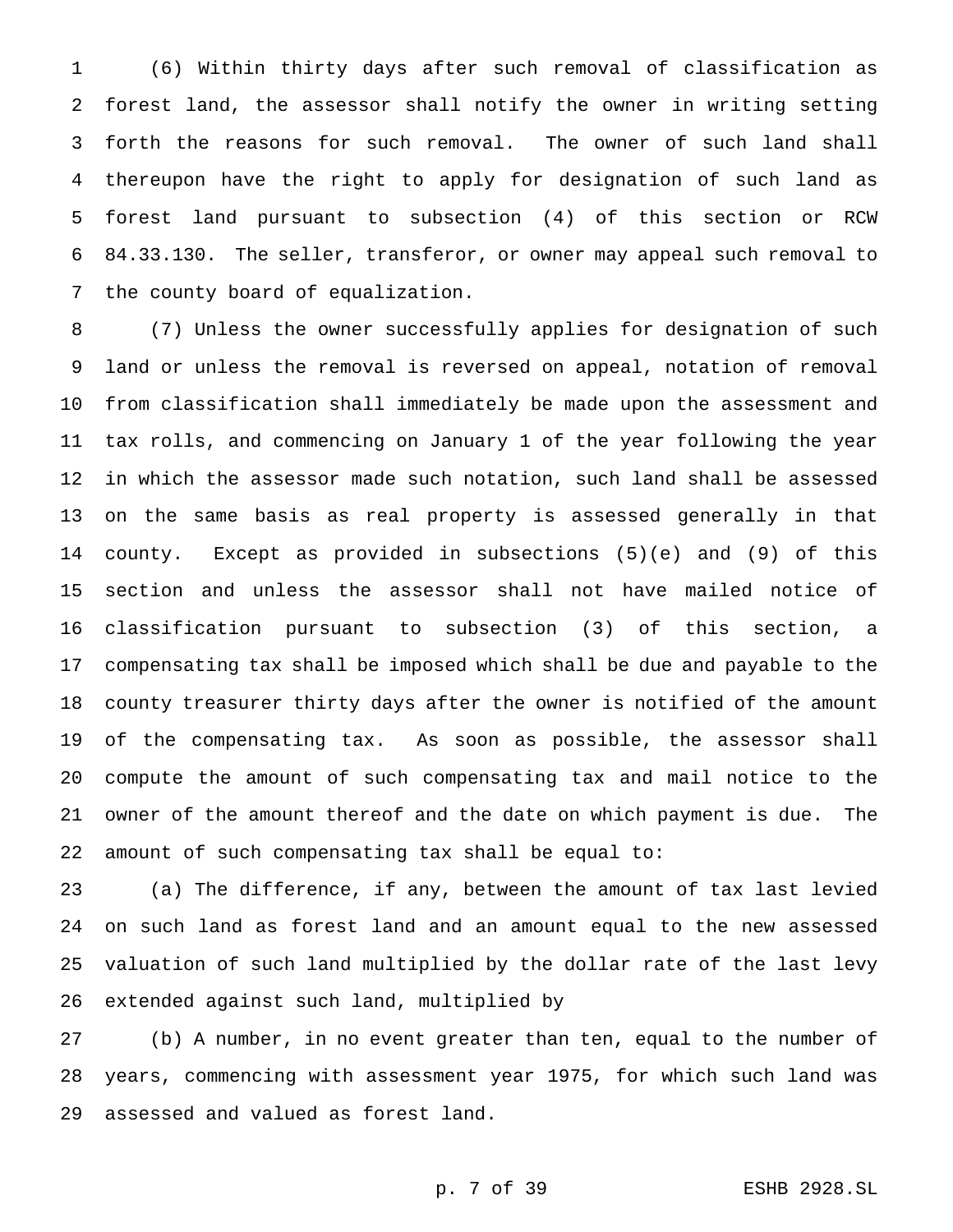(6) Within thirty days after such removal of classification as forest land, the assessor shall notify the owner in writing setting forth the reasons for such removal. The owner of such land shall thereupon have the right to apply for designation of such land as forest land pursuant to subsection (4) of this section or RCW 84.33.130. The seller, transferor, or owner may appeal such removal to the county board of equalization.

(7) Unless the owner successfully applies for designation of such land or unless the removal is reversed on appeal, notation of removal from classification shall immediately be made upon the assessment and tax rolls, and commencing on January 1 of the year following the year in which the assessor made such notation, such land shall be assessed on the same basis as real property is assessed generally in that county. Except as provided in subsections (5)(e) and (9) of this section and unless the assessor shall not have mailed notice of classification pursuant to subsection (3) of this section, a compensating tax shall be imposed which shall be due and payable to the county treasurer thirty days after the owner is notified of the amount of the compensating tax. As soon as possible, the assessor shall compute the amount of such compensating tax and mail notice to the owner of the amount thereof and the date on which payment is due. The amount of such compensating tax shall be equal to:

(a) The difference, if any, between the amount of tax last levied on such land as forest land and an amount equal to the new assessed valuation of such land multiplied by the dollar rate of the last levy extended against such land, multiplied by

(b) A number, in no event greater than ten, equal to the number of years, commencing with assessment year 1975, for which such land was assessed and valued as forest land.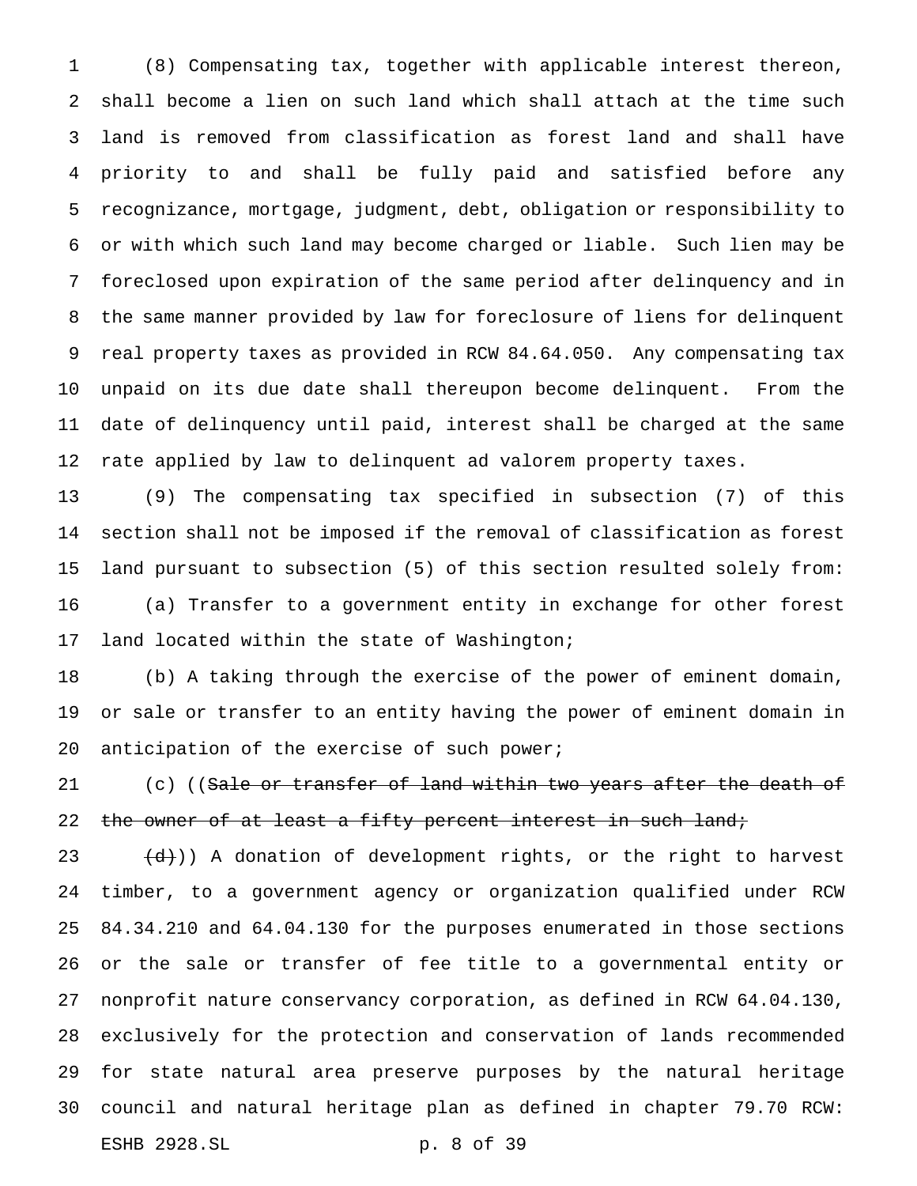(8) Compensating tax, together with applicable interest thereon, shall become a lien on such land which shall attach at the time such land is removed from classification as forest land and shall have priority to and shall be fully paid and satisfied before any recognizance, mortgage, judgment, debt, obligation or responsibility to or with which such land may become charged or liable. Such lien may be foreclosed upon expiration of the same period after delinquency and in the same manner provided by law for foreclosure of liens for delinquent real property taxes as provided in RCW 84.64.050. Any compensating tax unpaid on its due date shall thereupon become delinquent. From the date of delinquency until paid, interest shall be charged at the same rate applied by law to delinquent ad valorem property taxes.

(9) The compensating tax specified in subsection (7) of this section shall not be imposed if the removal of classification as forest land pursuant to subsection (5) of this section resulted solely from:

(a) Transfer to a government entity in exchange for other forest land located within the state of Washington;

(b) A taking through the exercise of the power of eminent domain, or sale or transfer to an entity having the power of eminent domain in anticipation of the exercise of such power;

(c) ((~~Sale or transfer of land within two years after the death of the owner of at least a fifty percent interest in such land;~~

~~(d)~~)) A donation of development rights, or the right to harvest timber, to a government agency or organization qualified under RCW 84.34.210 and 64.04.130 for the purposes enumerated in those sections or the sale or transfer of fee title to a governmental entity or nonprofit nature conservancy corporation, as defined in RCW 64.04.130, exclusively for the protection and conservation of lands recommended for state natural area preserve purposes by the natural heritage council and natural heritage plan as defined in chapter 79.70 RCW: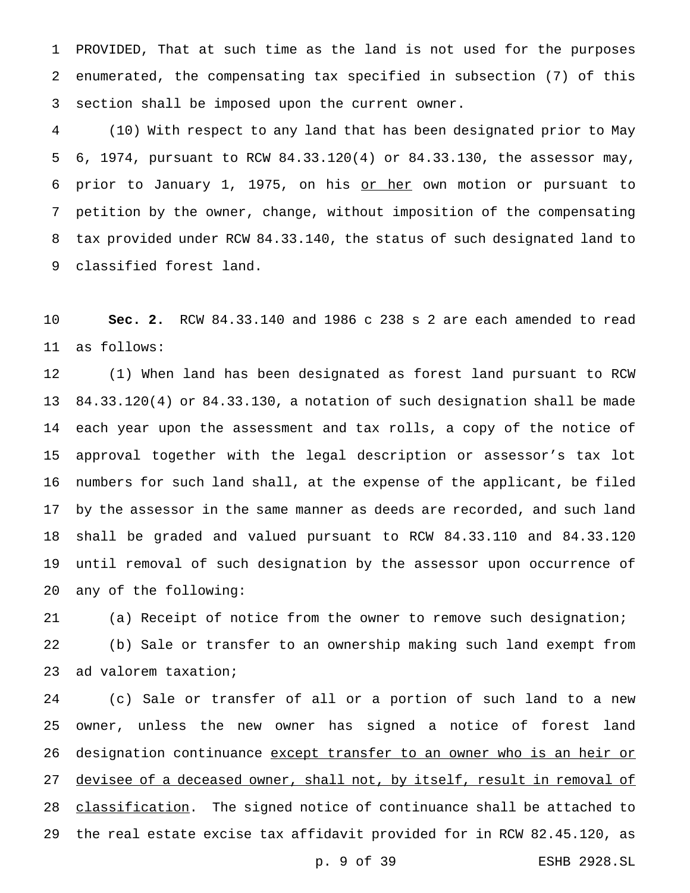PROVIDED, That at such time as the land is not used for the purposes enumerated, the compensating tax specified in subsection (7) of this section shall be imposed upon the current owner.

(10) With respect to any land that has been designated prior to May 6, 1974, pursuant to RCW 84.33.120(4) or 84.33.130, the assessor may, prior to January 1, 1975, on his <u>or her</u> own motion or pursuant to petition by the owner, change, without imposition of the compensating tax provided under RCW 84.33.140, the status of such designated land to classified forest land.

**Sec. 2.** RCW 84.33.140 and 1986 c 238 s 2 are each amended to read as follows:

(1) When land has been designated as forest land pursuant to RCW 84.33.120(4) or 84.33.130, a notation of such designation shall be made each year upon the assessment and tax rolls, a copy of the notice of approval together with the legal description or assessor's tax lot numbers for such land shall, at the expense of the applicant, be filed by the assessor in the same manner as deeds are recorded, and such land shall be graded and valued pursuant to RCW 84.33.110 and 84.33.120 until removal of such designation by the assessor upon occurrence of any of the following:

(a) Receipt of notice from the owner to remove such designation;

(b) Sale or transfer to an ownership making such land exempt from ad valorem taxation;

(c) Sale or transfer of all or a portion of such land to a new owner, unless the new owner has signed a notice of forest land designation continuance <u>except transfer to an owner who is an heir or devisee of a deceased owner, shall not, by itself, result in removal of classification</u>. The signed notice of continuance shall be attached to the real estate excise tax affidavit provided for in RCW 82.45.120, as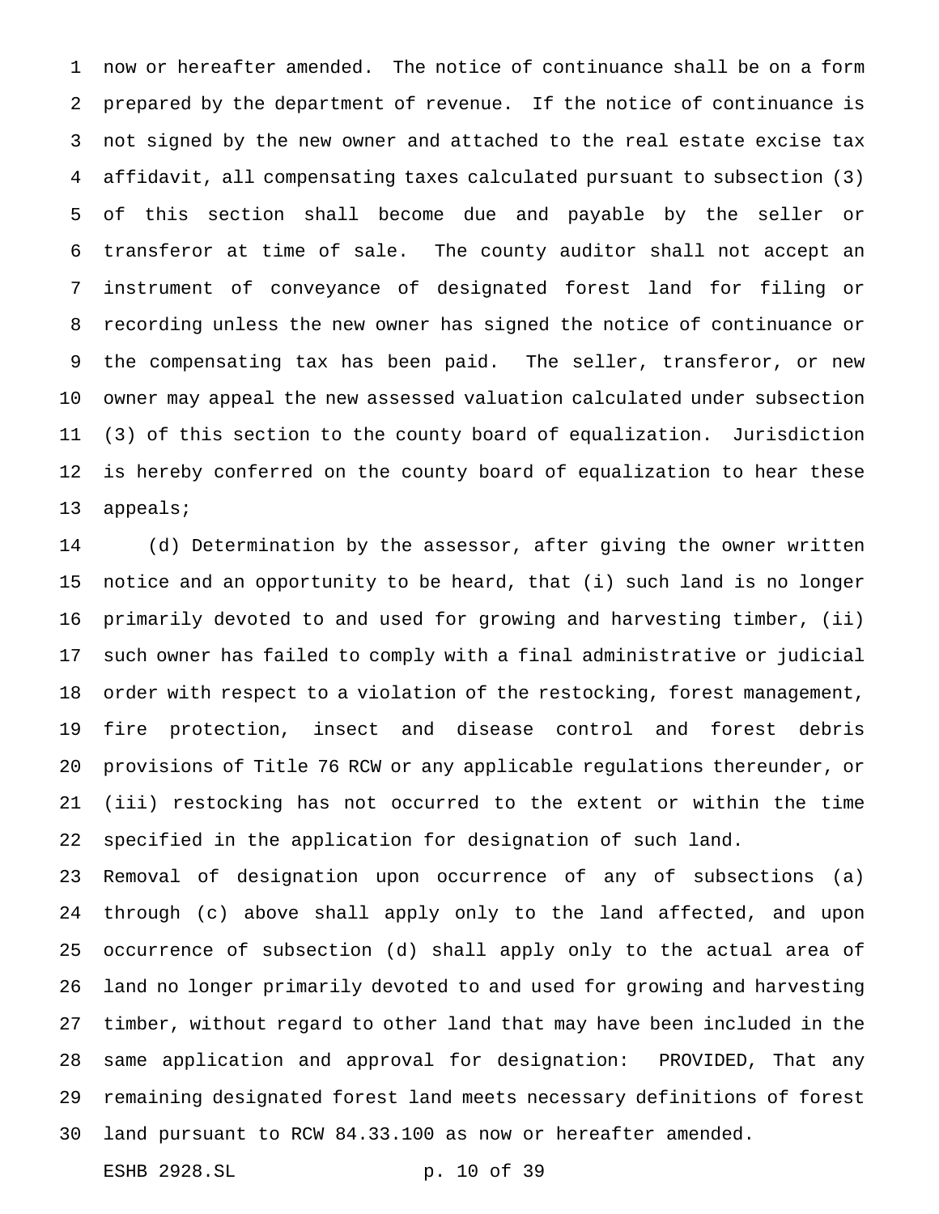now or hereafter amended. The notice of continuance shall be on a form prepared by the department of revenue. If the notice of continuance is not signed by the new owner and attached to the real estate excise tax affidavit, all compensating taxes calculated pursuant to subsection (3) of this section shall become due and payable by the seller or transferor at time of sale. The county auditor shall not accept an instrument of conveyance of designated forest land for filing or recording unless the new owner has signed the notice of continuance or the compensating tax has been paid. The seller, transferor, or new owner may appeal the new assessed valuation calculated under subsection (3) of this section to the county board of equalization. Jurisdiction is hereby conferred on the county board of equalization to hear these appeals;

(d) Determination by the assessor, after giving the owner written notice and an opportunity to be heard, that (i) such land is no longer primarily devoted to and used for growing and harvesting timber, (ii) such owner has failed to comply with a final administrative or judicial order with respect to a violation of the restocking, forest management, fire protection, insect and disease control and forest debris provisions of Title 76 RCW or any applicable regulations thereunder, or (iii) restocking has not occurred to the extent or within the time specified in the application for designation of such land.

Removal of designation upon occurrence of any of subsections (a) through (c) above shall apply only to the land affected, and upon occurrence of subsection (d) shall apply only to the actual area of land no longer primarily devoted to and used for growing and harvesting timber, without regard to other land that may have been included in the same application and approval for designation: PROVIDED, That any remaining designated forest land meets necessary definitions of forest land pursuant to RCW 84.33.100 as now or hereafter amended.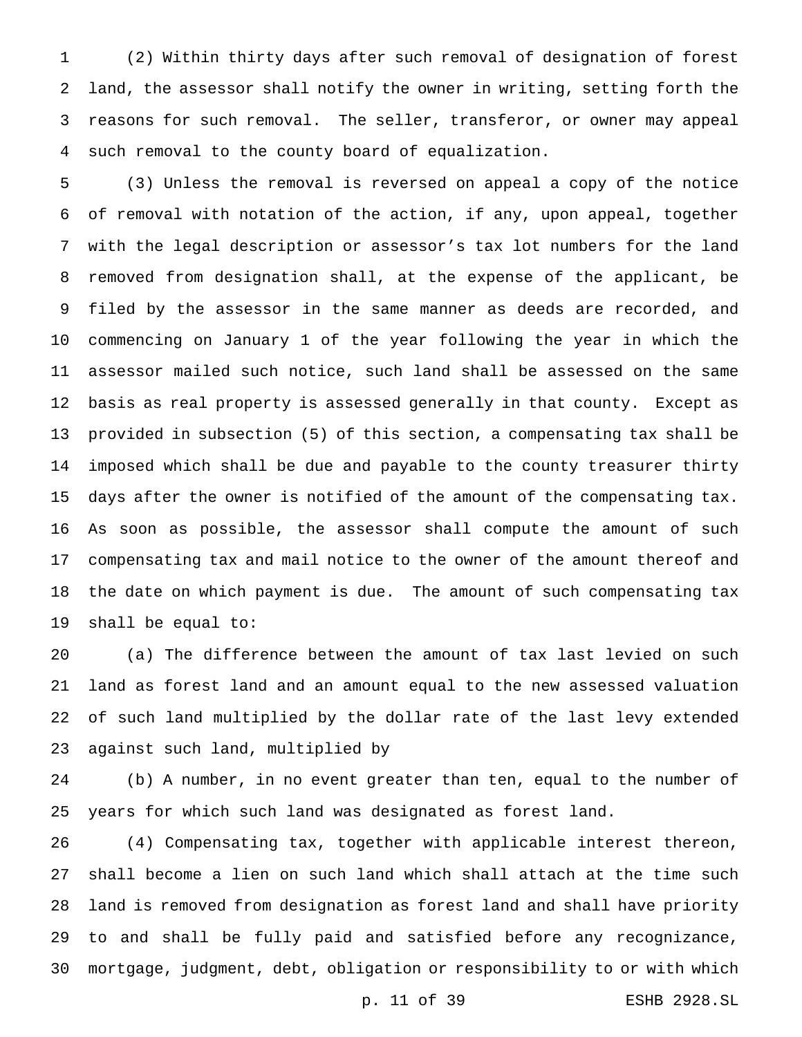(2) Within thirty days after such removal of designation of forest land, the assessor shall notify the owner in writing, setting forth the reasons for such removal. The seller, transferor, or owner may appeal such removal to the county board of equalization.

(3) Unless the removal is reversed on appeal a copy of the notice of removal with notation of the action, if any, upon appeal, together with the legal description or assessor's tax lot numbers for the land removed from designation shall, at the expense of the applicant, be filed by the assessor in the same manner as deeds are recorded, and commencing on January 1 of the year following the year in which the assessor mailed such notice, such land shall be assessed on the same basis as real property is assessed generally in that county. Except as provided in subsection (5) of this section, a compensating tax shall be imposed which shall be due and payable to the county treasurer thirty days after the owner is notified of the amount of the compensating tax. As soon as possible, the assessor shall compute the amount of such compensating tax and mail notice to the owner of the amount thereof and the date on which payment is due. The amount of such compensating tax shall be equal to:

(a) The difference between the amount of tax last levied on such land as forest land and an amount equal to the new assessed valuation of such land multiplied by the dollar rate of the last levy extended against such land, multiplied by

(b) A number, in no event greater than ten, equal to the number of years for which such land was designated as forest land.

(4) Compensating tax, together with applicable interest thereon, shall become a lien on such land which shall attach at the time such land is removed from designation as forest land and shall have priority to and shall be fully paid and satisfied before any recognizance, mortgage, judgment, debt, obligation or responsibility to or with which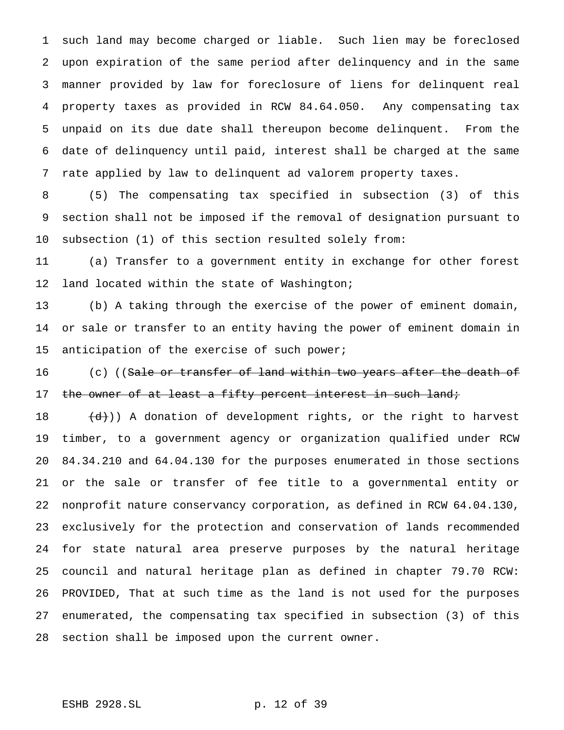such land may become charged or liable. Such lien may be foreclosed upon expiration of the same period after delinquency and in the same manner provided by law for foreclosure of liens for delinquent real property taxes as provided in RCW 84.64.050. Any compensating tax unpaid on its due date shall thereupon become delinquent. From the date of delinquency until paid, interest shall be charged at the same rate applied by law to delinquent ad valorem property taxes.

(5) The compensating tax specified in subsection (3) of this section shall not be imposed if the removal of designation pursuant to subsection (1) of this section resulted solely from:

(a) Transfer to a government entity in exchange for other forest land located within the state of Washington;

(b) A taking through the exercise of the power of eminent domain, or sale or transfer to an entity having the power of eminent domain in anticipation of the exercise of such power;

(c) ((~~Sale or transfer of land within two years after the death of the owner of at least a fifty percent interest in such land;~~

~~(d)~~)) A donation of development rights, or the right to harvest timber, to a government agency or organization qualified under RCW 84.34.210 and 64.04.130 for the purposes enumerated in those sections or the sale or transfer of fee title to a governmental entity or nonprofit nature conservancy corporation, as defined in RCW 64.04.130, exclusively for the protection and conservation of lands recommended for state natural area preserve purposes by the natural heritage council and natural heritage plan as defined in chapter 79.70 RCW: PROVIDED, That at such time as the land is not used for the purposes enumerated, the compensating tax specified in subsection (3) of this section shall be imposed upon the current owner.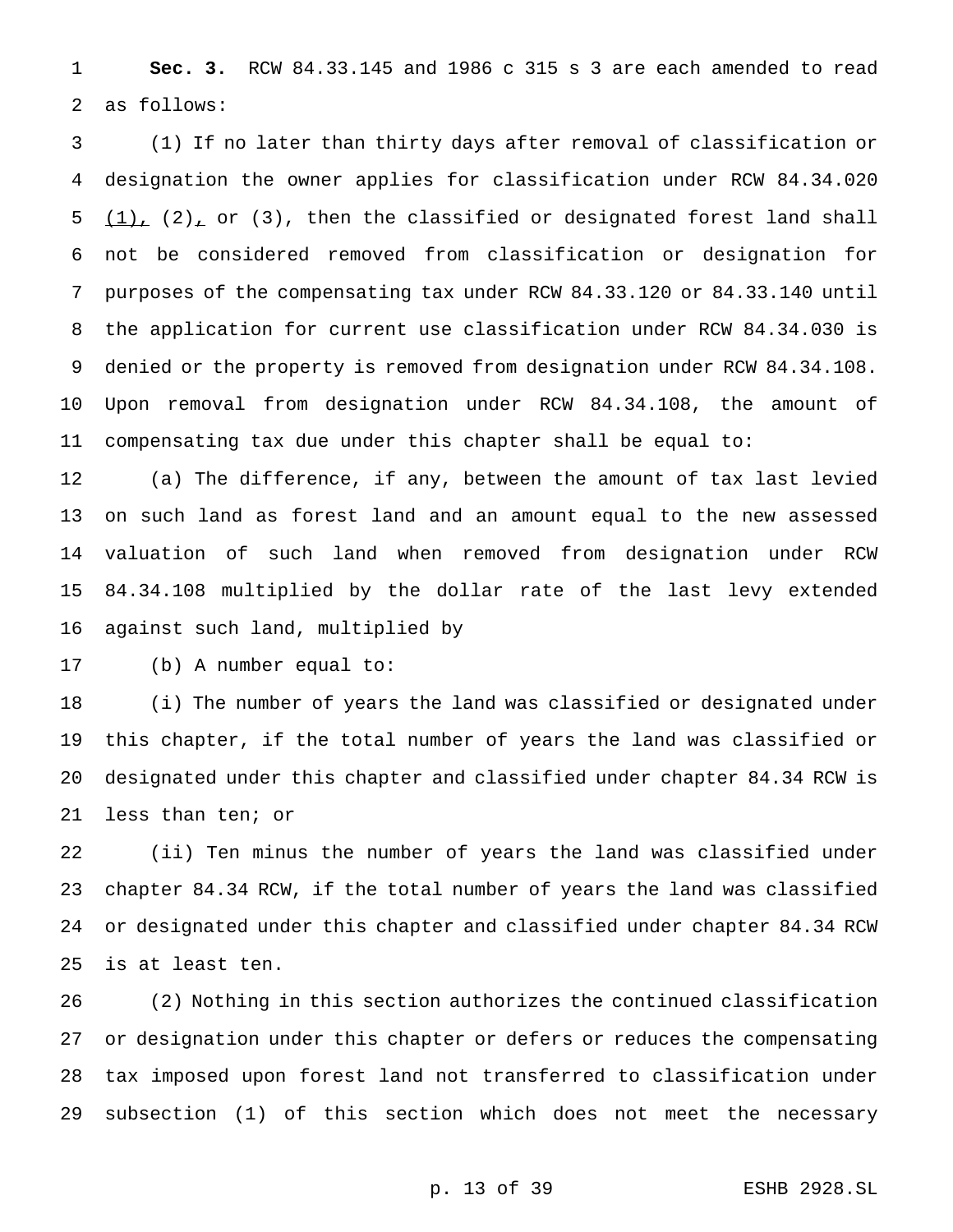**Sec. 3.** RCW 84.33.145 and 1986 c 315 s 3 are each amended to read as follows:

(1) If no later than thirty days after removal of classification or designation the owner applies for classification under RCW 84.34.020 (1), (2), or (3), then the classified or designated forest land shall not be considered removed from classification or designation for purposes of the compensating tax under RCW 84.33.120 or 84.33.140 until the application for current use classification under RCW 84.34.030 is denied or the property is removed from designation under RCW 84.34.108. Upon removal from designation under RCW 84.34.108, the amount of compensating tax due under this chapter shall be equal to:

(a) The difference, if any, between the amount of tax last levied on such land as forest land and an amount equal to the new assessed valuation of such land when removed from designation under RCW 84.34.108 multiplied by the dollar rate of the last levy extended against such land, multiplied by

(b) A number equal to:

(i) The number of years the land was classified or designated under this chapter, if the total number of years the land was classified or designated under this chapter and classified under chapter 84.34 RCW is less than ten; or

(ii) Ten minus the number of years the land was classified under chapter 84.34 RCW, if the total number of years the land was classified or designated under this chapter and classified under chapter 84.34 RCW is at least ten.

(2) Nothing in this section authorizes the continued classification or designation under this chapter or defers or reduces the compensating tax imposed upon forest land not transferred to classification under subsection (1) of this section which does not meet the necessary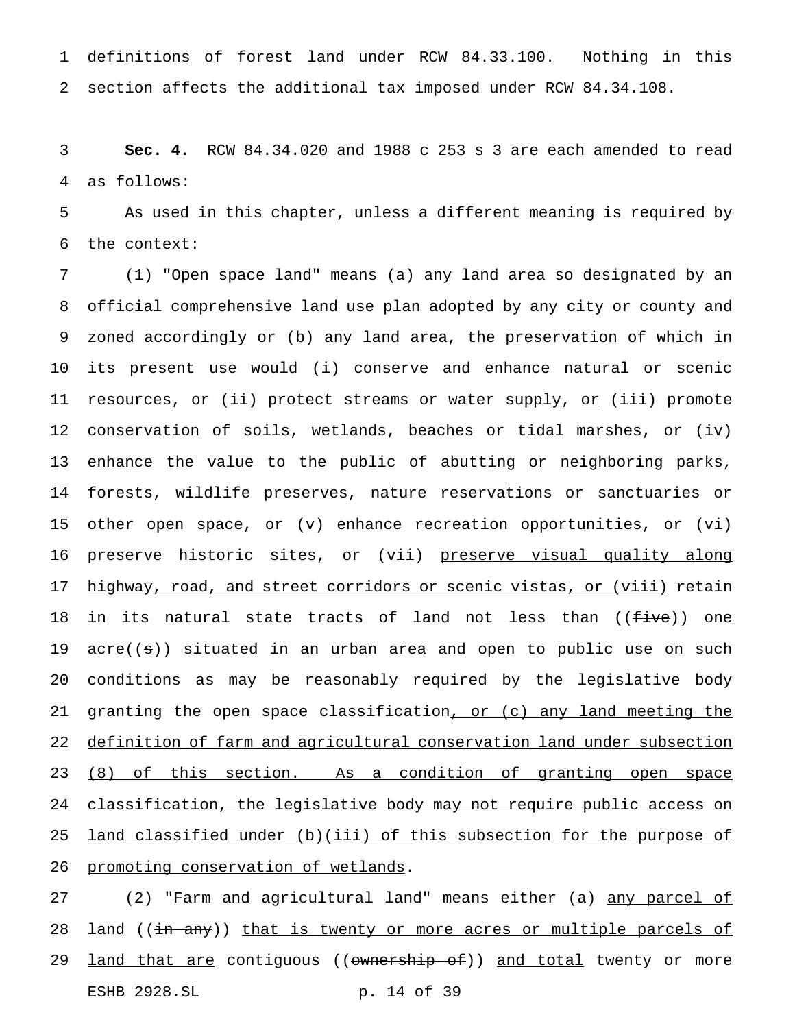definitions of forest land under RCW 84.33.100. Nothing in this section affects the additional tax imposed under RCW 84.34.108.

**Sec. 4.** RCW 84.34.020 and 1988 c 253 s 3 are each amended to read as follows:

As used in this chapter, unless a different meaning is required by the context:

(1) "Open space land" means (a) any land area so designated by an official comprehensive land use plan adopted by any city or county and zoned accordingly or (b) any land area, the preservation of which in its present use would (i) conserve and enhance natural or scenic resources, or (ii) protect streams or water supply, or (iii) promote conservation of soils, wetlands, beaches or tidal marshes, or (iv) enhance the value to the public of abutting or neighboring parks, forests, wildlife preserves, nature reservations or sanctuaries or other open space, or (v) enhance recreation opportunities, or (vi) preserve historic sites, or (vii) preserve visual quality along highway, road, and street corridors or scenic vistas, or (viii) retain in its natural state tracts of land not less than ((~~five~~)) one acre((~~s~~)) situated in an urban area and open to public use on such conditions as may be reasonably required by the legislative body granting the open space classification, or (c) any land meeting the definition of farm and agricultural conservation land under subsection (8) of this section. As a condition of granting open space classification, the legislative body may not require public access on land classified under (b)(iii) of this subsection for the purpose of promoting conservation of wetlands.

(2) "Farm and agricultural land" means either (a) any parcel of land ((~~in any~~)) that is twenty or more acres or multiple parcels of land that are contiguous ((~~ownership of~~)) and total twenty or more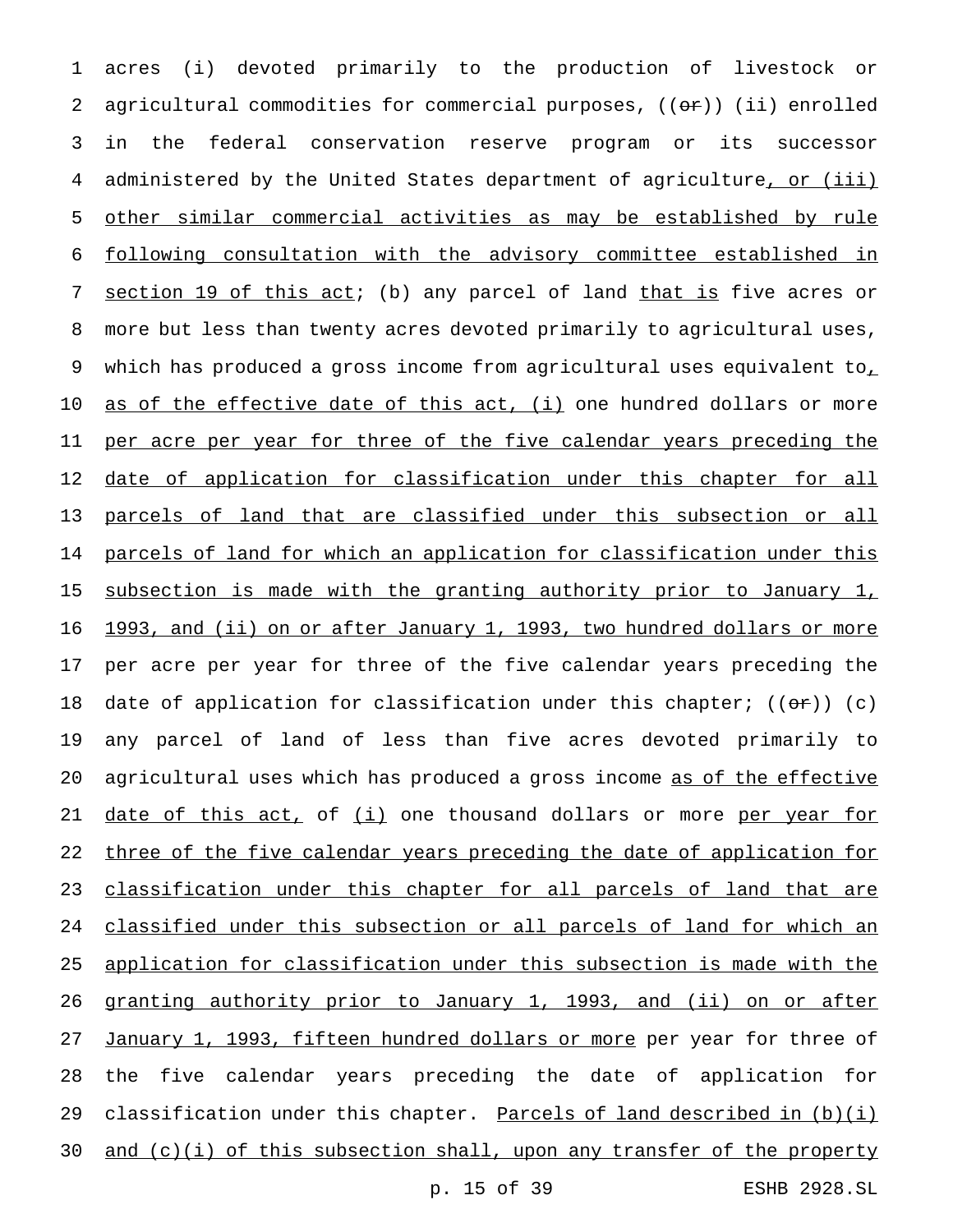acres (i) devoted primarily to the production of livestock or agricultural commodities for commercial purposes, ((~~or~~)) (ii) enrolled in the federal conservation reserve program or its successor administered by the United States department of agriculture, or (iii) other similar commercial activities as may be established by rule following consultation with the advisory committee established in section 19 of this act; (b) any parcel of land that is five acres or more but less than twenty acres devoted primarily to agricultural uses, which has produced a gross income from agricultural uses equivalent to, as of the effective date of this act, (i) one hundred dollars or more per acre per year for three of the five calendar years preceding the date of application for classification under this chapter for all parcels of land that are classified under this subsection or all parcels of land for which an application for classification under this subsection is made with the granting authority prior to January 1, 1993, and (ii) on or after January 1, 1993, two hundred dollars or more per acre per year for three of the five calendar years preceding the date of application for classification under this chapter; ((~~or~~)) (c) any parcel of land of less than five acres devoted primarily to agricultural uses which has produced a gross income as of the effective date of this act, of (i) one thousand dollars or more per year for three of the five calendar years preceding the date of application for classification under this chapter for all parcels of land that are classified under this subsection or all parcels of land for which an application for classification under this subsection is made with the granting authority prior to January 1, 1993, and (ii) on or after January 1, 1993, fifteen hundred dollars or more per year for three of the five calendar years preceding the date of application for classification under this chapter. Parcels of land described in (b)(i) and (c)(i) of this subsection shall, upon any transfer of the property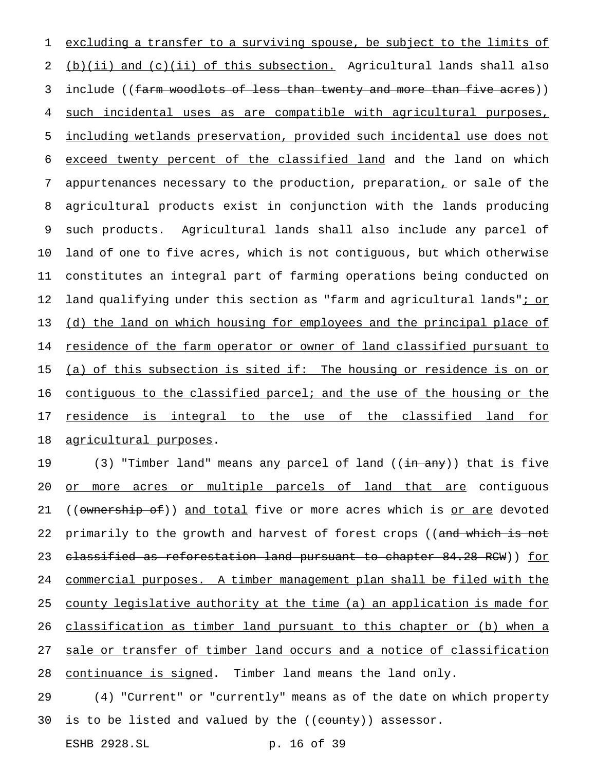excluding a transfer to a surviving spouse, be subject to the limits of (b)(ii) and (c)(ii) of this subsection. Agricultural lands shall also include ((~~farm woodlots of less than twenty and more than five acres~~)) such incidental uses as are compatible with agricultural purposes, including wetlands preservation, provided such incidental use does not exceed twenty percent of the classified land and the land on which appurtenances necessary to the production, preparation, or sale of the agricultural products exist in conjunction with the lands producing such products. Agricultural lands shall also include any parcel of land of one to five acres, which is not contiguous, but which otherwise constitutes an integral part of farming operations being conducted on land qualifying under this section as "farm and agricultural lands"; or (d) the land on which housing for employees and the principal place of residence of the farm operator or owner of land classified pursuant to (a) of this subsection is sited if: The housing or residence is on or contiguous to the classified parcel; and the use of the housing or the residence is integral to the use of the classified land for agricultural purposes.

(3) "Timber land" means any parcel of land ((~~in any~~)) that is five or more acres or multiple parcels of land that are contiguous ((~~ownership of~~)) and total five or more acres which is or are devoted primarily to the growth and harvest of forest crops ((~~and which is not classified as reforestation land pursuant to chapter 84.28 RCW~~)) for commercial purposes. A timber management plan shall be filed with the county legislative authority at the time (a) an application is made for classification as timber land pursuant to this chapter or (b) when a sale or transfer of timber land occurs and a notice of classification continuance is signed. Timber land means the land only.

(4) "Current" or "currently" means as of the date on which property is to be listed and valued by the ((~~county~~)) assessor.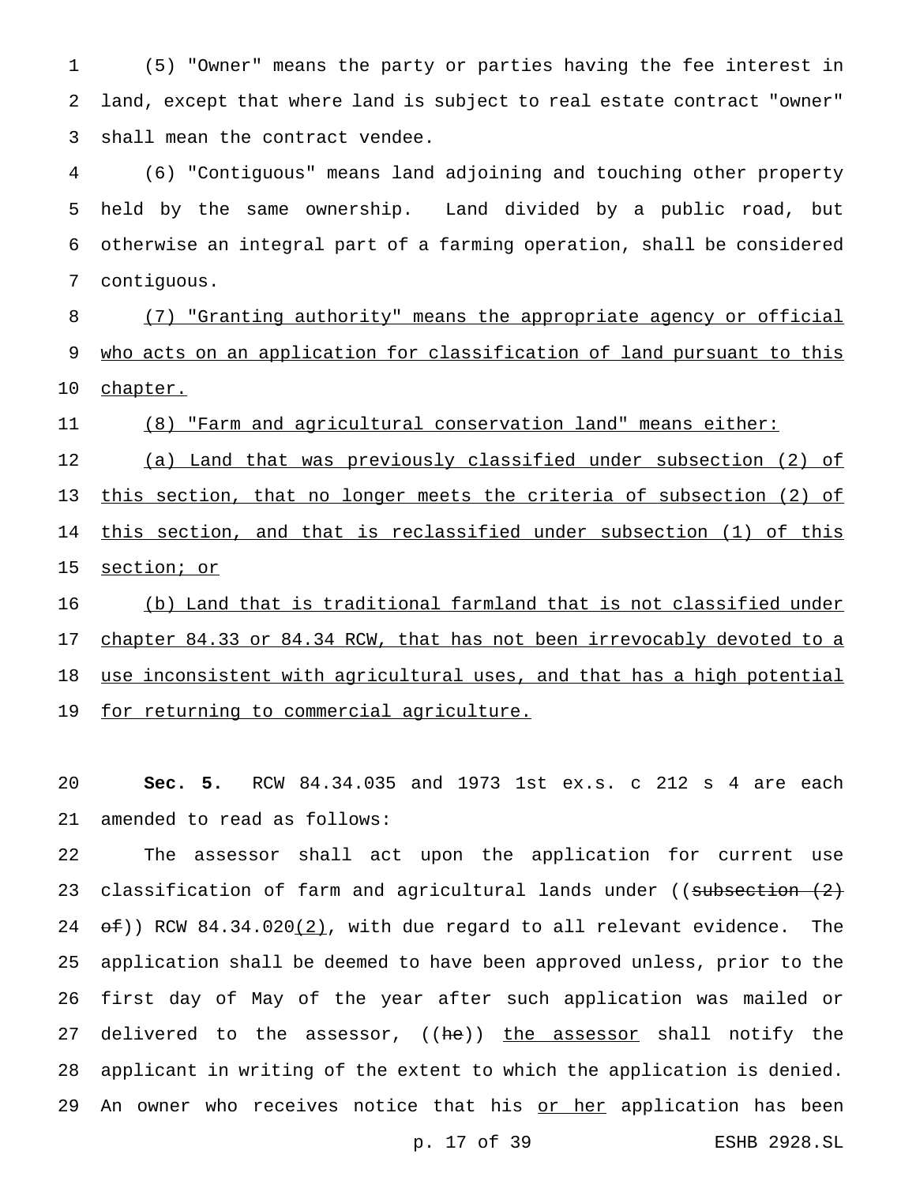(5) "Owner" means the party or parties having the fee interest in land, except that where land is subject to real estate contract "owner" shall mean the contract vendee.

(6) "Contiguous" means land adjoining and touching other property held by the same ownership. Land divided by a public road, but otherwise an integral part of a farming operation, shall be considered contiguous.

<u>(7) "Granting authority" means the appropriate agency or official who acts on an application for classification of land pursuant to this chapter.</u>

<u>(8) "Farm and agricultural conservation land" means either:</u>

<u>(a) Land that was previously classified under subsection (2) of this section, that no longer meets the criteria of subsection (2) of this section, and that is reclassified under subsection (1) of this section; or</u>

<u>(b) Land that is traditional farmland that is not classified under chapter 84.33 or 84.34 RCW, that has not been irrevocably devoted to a use inconsistent with agricultural uses, and that has a high potential for returning to commercial agriculture.</u>

**Sec. 5.** RCW 84.34.035 and 1973 1st ex.s. c 212 s 4 are each amended to read as follows:

The assessor shall act upon the application for current use classification of farm and agricultural lands under ((~~subsection (2) of~~)) RCW 84.34.020<u>(2)</u>, with due regard to all relevant evidence. The application shall be deemed to have been approved unless, prior to the first day of May of the year after such application was mailed or delivered to the assessor, ((~~he~~)) <u>the assessor</u> shall notify the applicant in writing of the extent to which the application is denied. An owner who receives notice that his <u>or her</u> application has been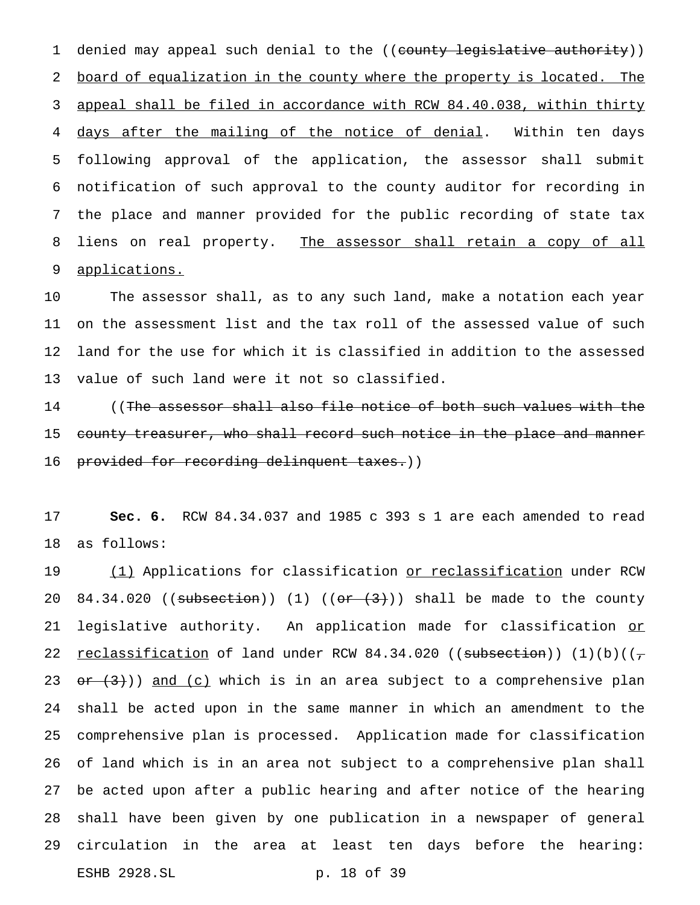denied may appeal such denial to the ((~~county legislative authority~~)) <u>board of equalization in the county where the property is located. The appeal shall be filed in accordance with RCW 84.40.038, within thirty days after the mailing of the notice of denial</u>. Within ten days following approval of the application, the assessor shall submit notification of such approval to the county auditor for recording in the place and manner provided for the public recording of state tax liens on real property. <u>The assessor shall retain a copy of all applications.</u>

The assessor shall, as to any such land, make a notation each year on the assessment list and the tax roll of the assessed value of such land for the use for which it is classified in addition to the assessed value of such land were it not so classified.

((~~The assessor shall also file notice of both such values with the county treasurer, who shall record such notice in the place and manner provided for recording delinquent taxes.~~))

**Sec. 6.** RCW 84.34.037 and 1985 c 393 s 1 are each amended to read as follows:

<u>(1)</u> Applications for classification <u>or reclassification</u> under RCW 84.34.020 ((~~subsection~~)) (1) ((~~or (3)~~)) shall be made to the county legislative authority. An application made for classification <u>or reclassification</u> of land under RCW 84.34.020 ((~~subsection~~)) (1)(b)((~~, or (3)~~)) <u>and (c)</u> which is in an area subject to a comprehensive plan shall be acted upon in the same manner in which an amendment to the comprehensive plan is processed. Application made for classification of land which is in an area not subject to a comprehensive plan shall be acted upon after a public hearing and after notice of the hearing shall have been given by one publication in a newspaper of general circulation in the area at least ten days before the hearing: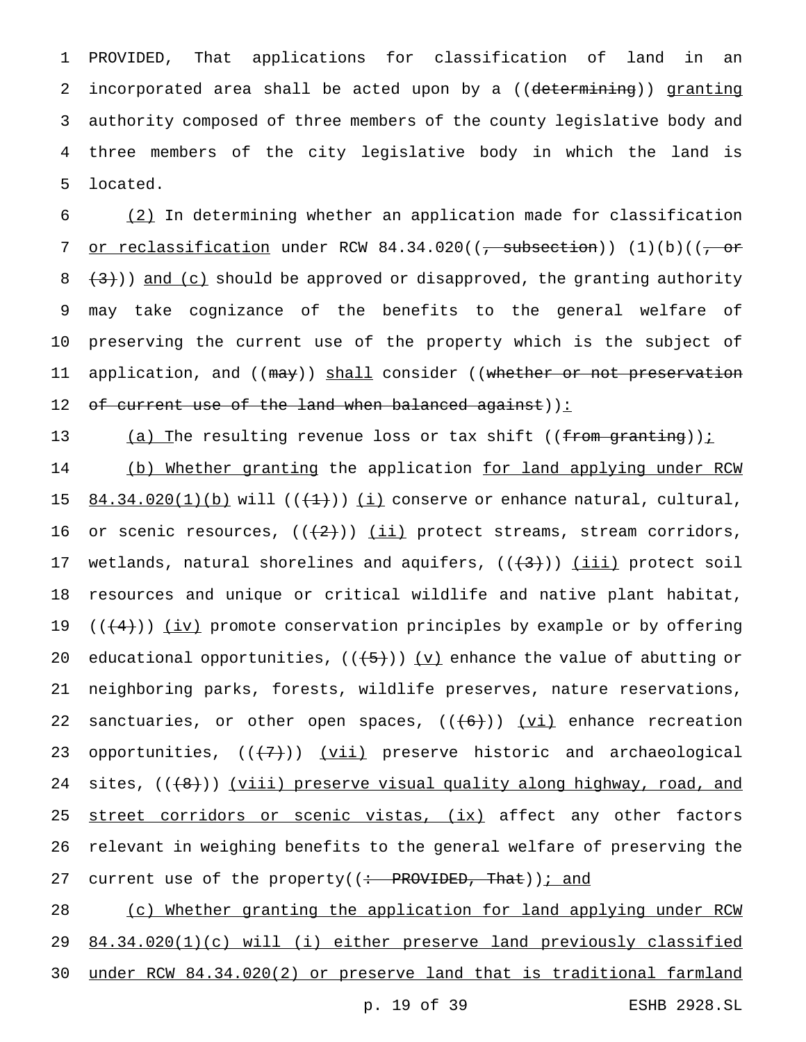PROVIDED, That applications for classification of land in an incorporated area shall be acted upon by a ((determining)) granting authority composed of three members of the county legislative body and three members of the city legislative body in which the land is located.

(2) In determining whether an application made for classification or reclassification under RCW 84.34.020((, subsection)) (1)(b)((, or (3))) and (c) should be approved or disapproved, the granting authority may take cognizance of the benefits to the general welfare of preserving the current use of the property which is the subject of application, and ((may)) shall consider ((whether or not preservation of current use of the land when balanced against)):

(a) The resulting revenue loss or tax shift ((from granting));

(b) Whether granting the application for land applying under RCW 84.34.020(1)(b) will (((1))) (i) conserve or enhance natural, cultural, or scenic resources, (((2))) (ii) protect streams, stream corridors, wetlands, natural shorelines and aquifers, (((3))) (iii) protect soil resources and unique or critical wildlife and native plant habitat, (((4))) (iv) promote conservation principles by example or by offering educational opportunities, (((5))) (v) enhance the value of abutting or neighboring parks, forests, wildlife preserves, nature reservations, sanctuaries, or other open spaces, (((6))) (vi) enhance recreation opportunities, (((7))) (vii) preserve historic and archaeological sites, (((8))) (viii) preserve visual quality along highway, road, and street corridors or scenic vistas, (ix) affect any other factors relevant in weighing benefits to the general welfare of preserving the current use of the property((: PROVIDED, That)); and

(c) Whether granting the application for land applying under RCW 84.34.020(1)(c) will (i) either preserve land previously classified under RCW 84.34.020(2) or preserve land that is traditional farmland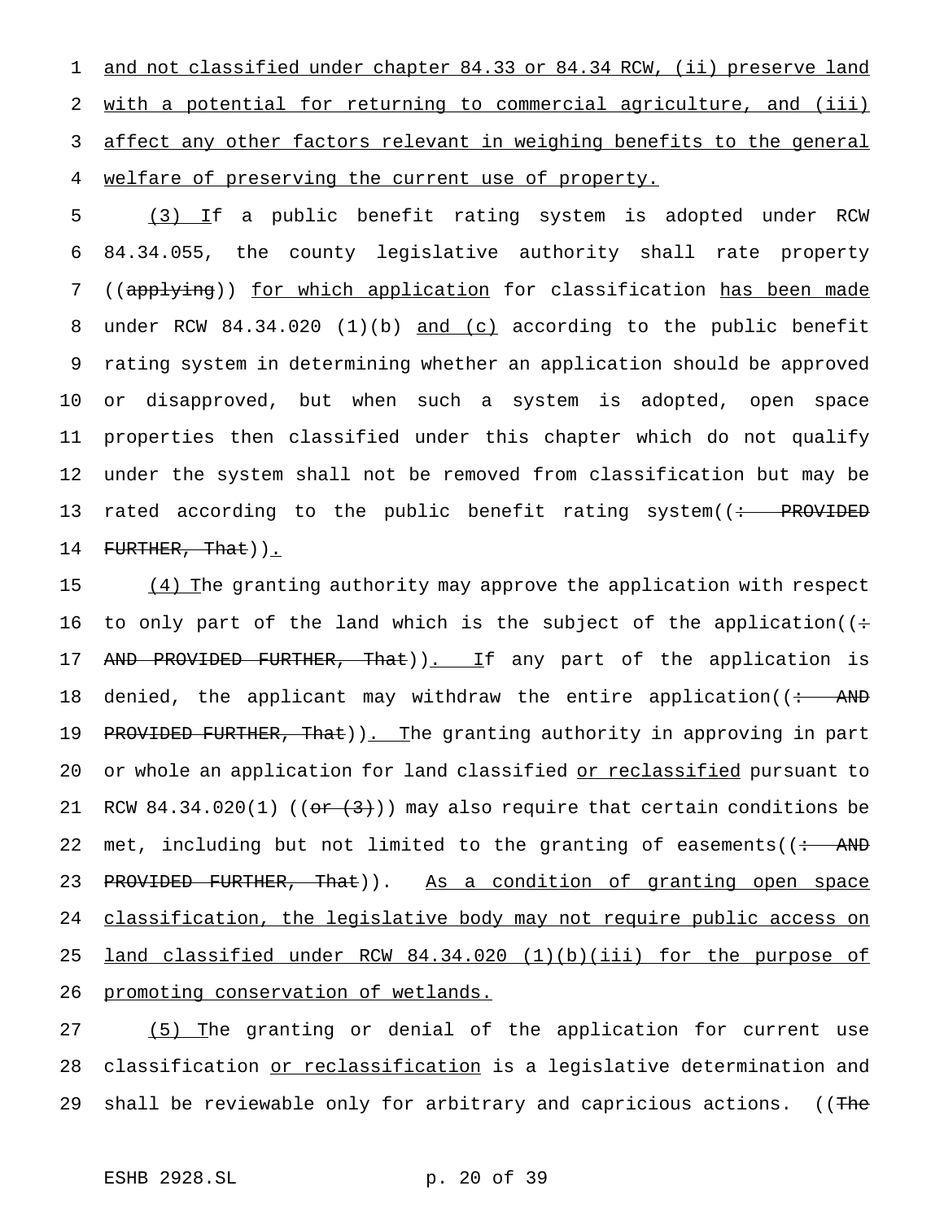and not classified under chapter 84.33 or 84.34 RCW, (ii) preserve land with a potential for returning to commercial agriculture, and (iii) affect any other factors relevant in weighing benefits to the general welfare of preserving the current use of property.

(3) If a public benefit rating system is adopted under RCW 84.34.055, the county legislative authority shall rate property ((applying)) for which application for classification has been made under RCW 84.34.020 (1)(b) and (c) according to the public benefit rating system in determining whether an application should be approved or disapproved, but when such a system is adopted, open space properties then classified under this chapter which do not qualify under the system shall not be removed from classification but may be rated according to the public benefit rating system((: PROVIDED FURTHER, That)).

(4) The granting authority may approve the application with respect to only part of the land which is the subject of the application((: AND PROVIDED FURTHER, That)). If any part of the application is denied, the applicant may withdraw the entire application((: AND PROVIDED FURTHER, That)). The granting authority in approving in part or whole an application for land classified or reclassified pursuant to RCW 84.34.020(1) ((or (3))) may also require that certain conditions be met, including but not limited to the granting of easements((: AND PROVIDED FURTHER, That)). As a condition of granting open space classification, the legislative body may not require public access on land classified under RCW 84.34.020 (1)(b)(iii) for the purpose of promoting conservation of wetlands.

(5) The granting or denial of the application for current use classification or reclassification is a legislative determination and shall be reviewable only for arbitrary and capricious actions. ((The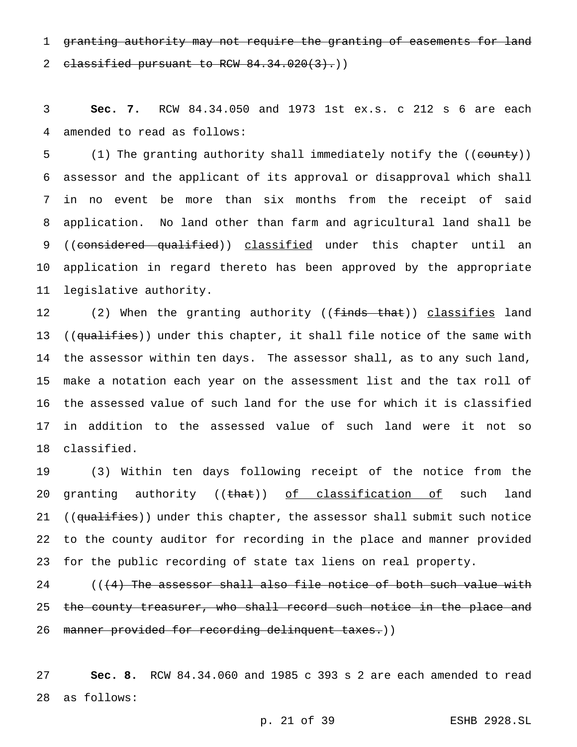~~granting authority may not require the granting of easements for land classified pursuant to RCW 84.34.020(3).~~))

**Sec. 7.** RCW 84.34.050 and 1973 1st ex.s. c 212 s 6 are each amended to read as follows:

(1) The granting authority shall immediately notify the ((~~county~~)) assessor and the applicant of its approval or disapproval which shall in no event be more than six months from the receipt of said application. No land other than farm and agricultural land shall be ((~~considered qualified~~)) classified under this chapter until an application in regard thereto has been approved by the appropriate legislative authority.

(2) When the granting authority ((~~finds that~~)) classifies land ((~~qualifies~~)) under this chapter, it shall file notice of the same with the assessor within ten days. The assessor shall, as to any such land, make a notation each year on the assessment list and the tax roll of the assessed value of such land for the use for which it is classified in addition to the assessed value of such land were it not so classified.

(3) Within ten days following receipt of the notice from the granting authority ((~~that~~)) of classification of such land ((~~qualifies~~)) under this chapter, the assessor shall submit such notice to the county auditor for recording in the place and manner provided for the public recording of state tax liens on real property.

((~~(4) The assessor shall also file notice of both such value with the county treasurer, who shall record such notice in the place and manner provided for recording delinquent taxes.~~))

**Sec. 8.** RCW 84.34.060 and 1985 c 393 s 2 are each amended to read as follows: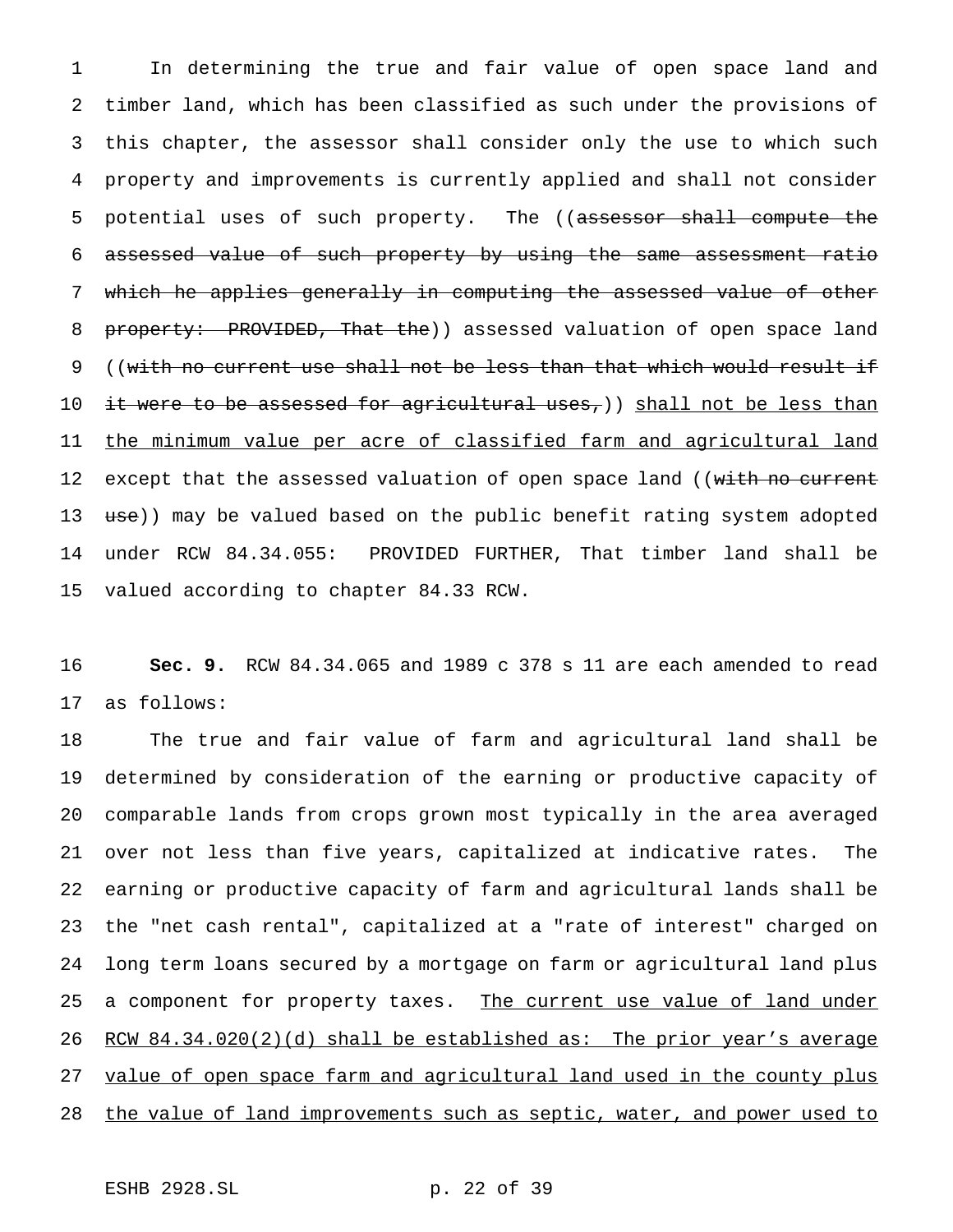In determining the true and fair value of open space land and timber land, which has been classified as such under the provisions of this chapter, the assessor shall consider only the use to which such property and improvements is currently applied and shall not consider potential uses of such property. The ((~~assessor shall compute the assessed value of such property by using the same assessment ratio which he applies generally in computing the assessed value of other property: PROVIDED, That the~~)) assessed valuation of open space land ((~~with no current use shall not be less than that which would result if it were to be assessed for agricultural uses,~~)) <u>shall not be less than the minimum value per acre of classified farm and agricultural land</u> except that the assessed valuation of open space land ((~~with no current use~~)) may be valued based on the public benefit rating system adopted under RCW 84.34.055: PROVIDED FURTHER, That timber land shall be valued according to chapter 84.33 RCW.

**Sec. 9.** RCW 84.34.065 and 1989 c 378 s 11 are each amended to read as follows:

The true and fair value of farm and agricultural land shall be determined by consideration of the earning or productive capacity of comparable lands from crops grown most typically in the area averaged over not less than five years, capitalized at indicative rates. The earning or productive capacity of farm and agricultural lands shall be the "net cash rental", capitalized at a "rate of interest" charged on long term loans secured by a mortgage on farm or agricultural land plus a component for property taxes. <u>The current use value of land under RCW 84.34.020(2)(d) shall be established as: The prior year's average value of open space farm and agricultural land used in the county plus the value of land improvements such as septic, water, and power used to</u>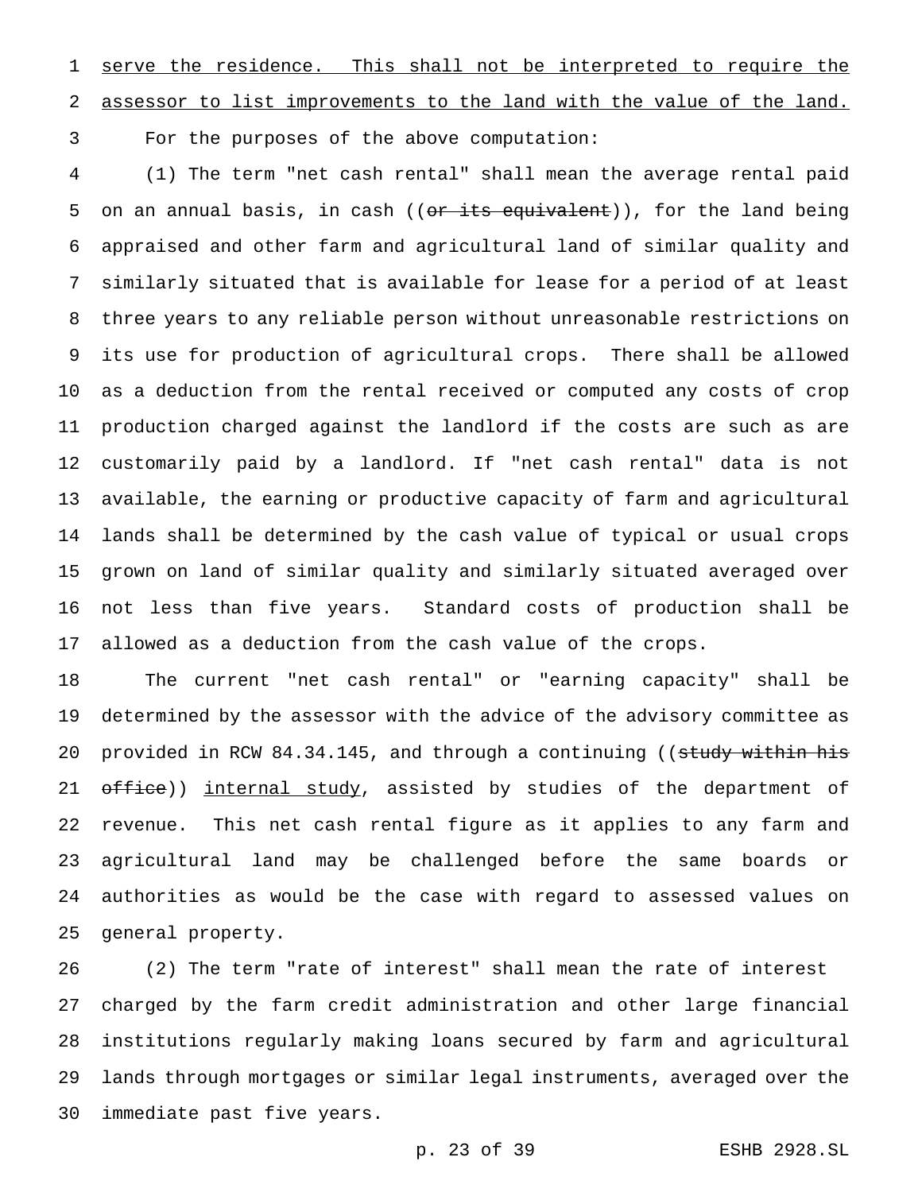serve the residence. This shall not be interpreted to require the assessor to list improvements to the land with the value of the land.

For the purposes of the above computation:

(1) The term "net cash rental" shall mean the average rental paid on an annual basis, in cash ((~~or its equivalent~~)), for the land being appraised and other farm and agricultural land of similar quality and similarly situated that is available for lease for a period of at least three years to any reliable person without unreasonable restrictions on its use for production of agricultural crops. There shall be allowed as a deduction from the rental received or computed any costs of crop production charged against the landlord if the costs are such as are customarily paid by a landlord. If "net cash rental" data is not available, the earning or productive capacity of farm and agricultural lands shall be determined by the cash value of typical or usual crops grown on land of similar quality and similarly situated averaged over not less than five years. Standard costs of production shall be allowed as a deduction from the cash value of the crops.

The current "net cash rental" or "earning capacity" shall be determined by the assessor with the advice of the advisory committee as provided in RCW 84.34.145, and through a continuing ((~~study within his office~~)) internal study, assisted by studies of the department of revenue. This net cash rental figure as it applies to any farm and agricultural land may be challenged before the same boards or authorities as would be the case with regard to assessed values on general property.

(2) The term "rate of interest" shall mean the rate of interest charged by the farm credit administration and other large financial institutions regularly making loans secured by farm and agricultural lands through mortgages or similar legal instruments, averaged over the immediate past five years.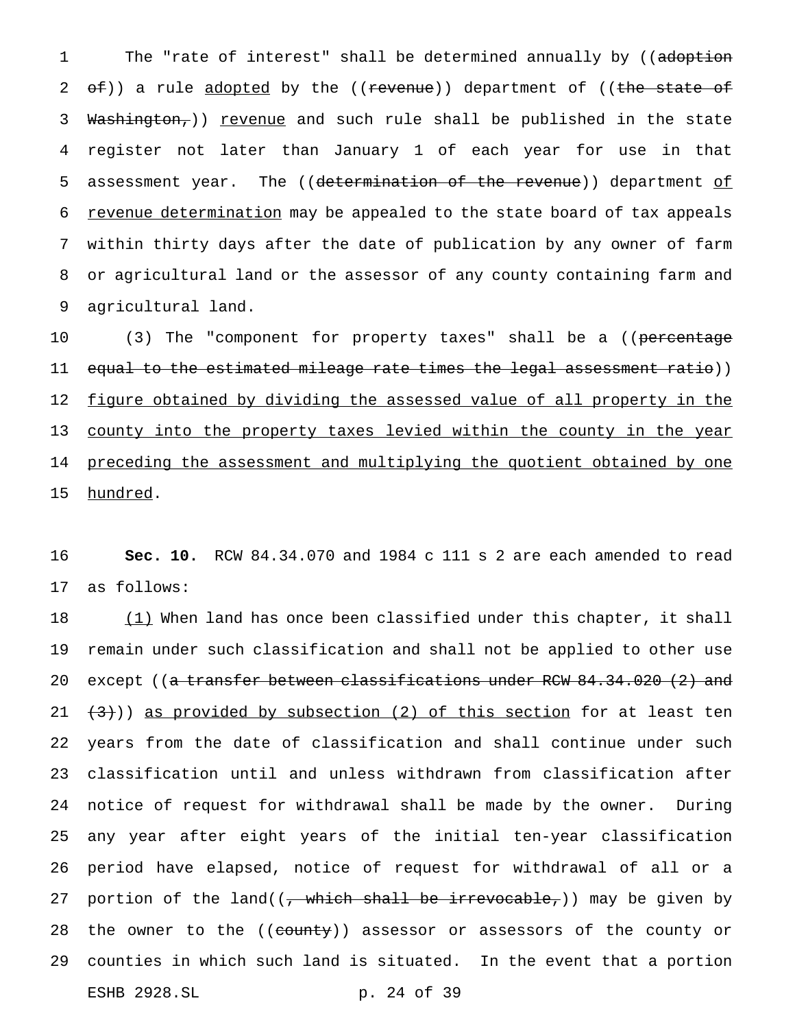The "rate of interest" shall be determined annually by ((~~adoption of~~)) a rule adopted by the ((~~revenue~~)) department of ((~~the state of Washington,~~)) revenue and such rule shall be published in the state register not later than January 1 of each year for use in that assessment year. The ((~~determination of the revenue~~)) department of revenue determination may be appealed to the state board of tax appeals within thirty days after the date of publication by any owner of farm or agricultural land or the assessor of any county containing farm and agricultural land.

(3) The "component for property taxes" shall be a ((~~percentage equal to the estimated mileage rate times the legal assessment ratio~~)) figure obtained by dividing the assessed value of all property in the county into the property taxes levied within the county in the year preceding the assessment and multiplying the quotient obtained by one hundred.

**Sec. 10.** RCW 84.34.070 and 1984 c 111 s 2 are each amended to read as follows:

(1) When land has once been classified under this chapter, it shall remain under such classification and shall not be applied to other use except ((~~a transfer between classifications under RCW 84.34.020 (2) and (3)~~)) as provided by subsection (2) of this section for at least ten years from the date of classification and shall continue under such classification until and unless withdrawn from classification after notice of request for withdrawal shall be made by the owner. During any year after eight years of the initial ten-year classification period have elapsed, notice of request for withdrawal of all or a portion of the land((~~, which shall be irrevocable,~~)) may be given by the owner to the ((~~county~~)) assessor or assessors of the county or counties in which such land is situated. In the event that a portion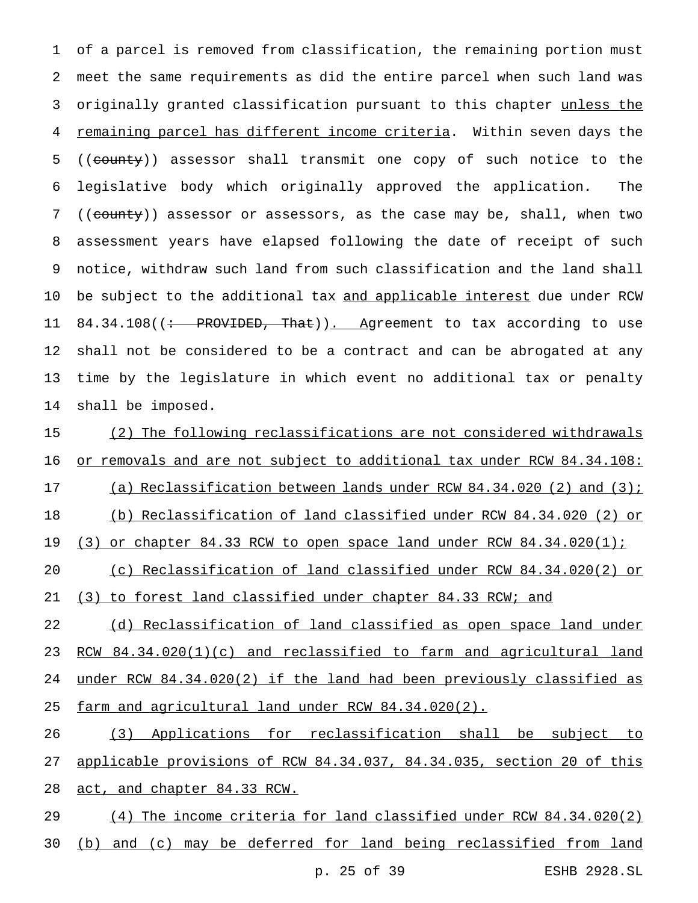of a parcel is removed from classification, the remaining portion must meet the same requirements as did the entire parcel when such land was originally granted classification pursuant to this chapter unless the remaining parcel has different income criteria. Within seven days the ((county)) assessor shall transmit one copy of such notice to the legislative body which originally approved the application. The ((county)) assessor or assessors, as the case may be, shall, when two assessment years have elapsed following the date of receipt of such notice, withdraw such land from such classification and the land shall be subject to the additional tax and applicable interest due under RCW 84.34.108((: PROVIDED, That)). Agreement to tax according to use shall not be considered to be a contract and can be abrogated at any time by the legislature in which event no additional tax or penalty shall be imposed.

(2) The following reclassifications are not considered withdrawals or removals and are not subject to additional tax under RCW 84.34.108:

(a) Reclassification between lands under RCW 84.34.020 (2) and (3);

(b) Reclassification of land classified under RCW 84.34.020 (2) or (3) or chapter 84.33 RCW to open space land under RCW 84.34.020(1);

(c) Reclassification of land classified under RCW 84.34.020(2) or (3) to forest land classified under chapter 84.33 RCW; and

(d) Reclassification of land classified as open space land under RCW 84.34.020(1)(c) and reclassified to farm and agricultural land under RCW 84.34.020(2) if the land had been previously classified as farm and agricultural land under RCW 84.34.020(2).

(3) Applications for reclassification shall be subject to applicable provisions of RCW 84.34.037, 84.34.035, section 20 of this act, and chapter 84.33 RCW.

(4) The income criteria for land classified under RCW 84.34.020(2) (b) and (c) may be deferred for land being reclassified from land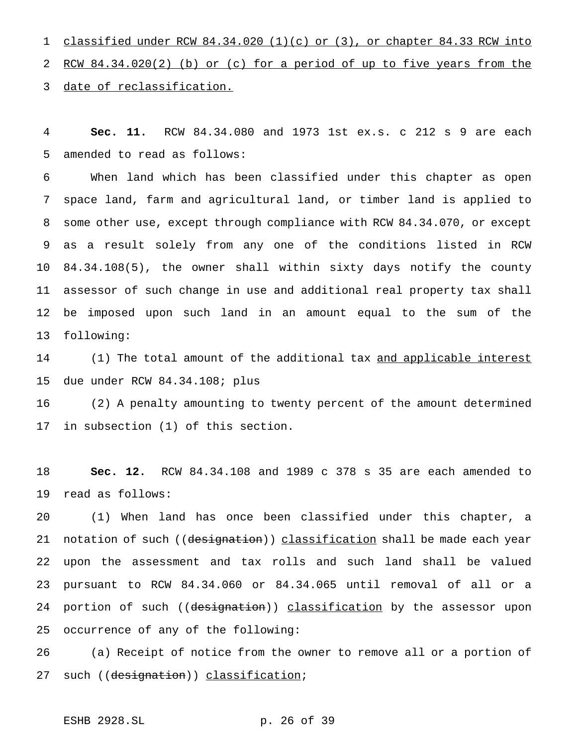classified under RCW 84.34.020 (1)(c) or (3), or chapter 84.33 RCW into RCW 84.34.020(2) (b) or (c) for a period of up to five years from the date of reclassification.

**Sec. 11.** RCW 84.34.080 and 1973 1st ex.s. c 212 s 9 are each amended to read as follows:

When land which has been classified under this chapter as open space land, farm and agricultural land, or timber land is applied to some other use, except through compliance with RCW 84.34.070, or except as a result solely from any one of the conditions listed in RCW 84.34.108(5), the owner shall within sixty days notify the county assessor of such change in use and additional real property tax shall be imposed upon such land in an amount equal to the sum of the following:

(1) The total amount of the additional tax and applicable interest due under RCW 84.34.108; plus

(2) A penalty amounting to twenty percent of the amount determined in subsection (1) of this section.

**Sec. 12.** RCW 84.34.108 and 1989 c 378 s 35 are each amended to read as follows:

(1) When land has once been classified under this chapter, a notation of such ((~~designation~~)) classification shall be made each year upon the assessment and tax rolls and such land shall be valued pursuant to RCW 84.34.060 or 84.34.065 until removal of all or a portion of such ((~~designation~~)) classification by the assessor upon occurrence of any of the following:

(a) Receipt of notice from the owner to remove all or a portion of such ((~~designation~~)) classification;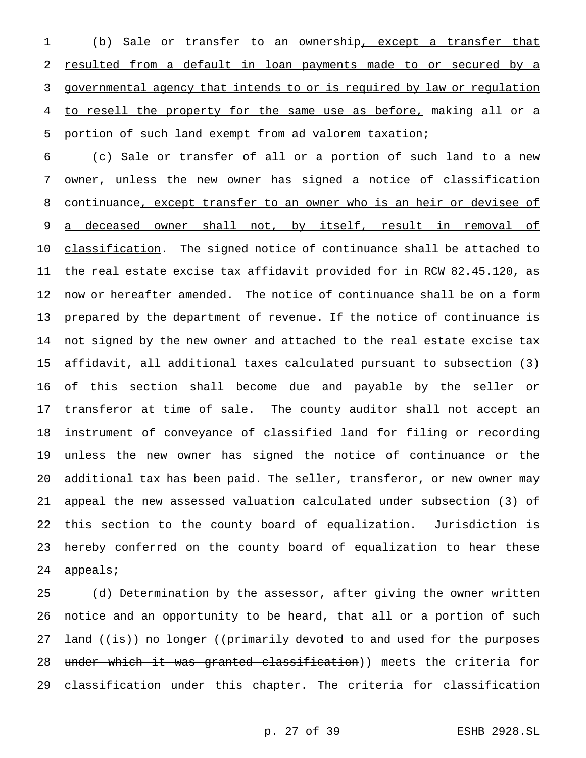(b) Sale or transfer to an ownership, except a transfer that resulted from a default in loan payments made to or secured by a governmental agency that intends to or is required by law or regulation to resell the property for the same use as before, making all or a portion of such land exempt from ad valorem taxation;

(c) Sale or transfer of all or a portion of such land to a new owner, unless the new owner has signed a notice of classification continuance, except transfer to an owner who is an heir or devisee of a deceased owner shall not, by itself, result in removal of classification. The signed notice of continuance shall be attached to the real estate excise tax affidavit provided for in RCW 82.45.120, as now or hereafter amended. The notice of continuance shall be on a form prepared by the department of revenue. If the notice of continuance is not signed by the new owner and attached to the real estate excise tax affidavit, all additional taxes calculated pursuant to subsection (3) of this section shall become due and payable by the seller or transferor at time of sale. The county auditor shall not accept an instrument of conveyance of classified land for filing or recording unless the new owner has signed the notice of continuance or the additional tax has been paid. The seller, transferor, or new owner may appeal the new assessed valuation calculated under subsection (3) of this section to the county board of equalization. Jurisdiction is hereby conferred on the county board of equalization to hear these appeals;

(d) Determination by the assessor, after giving the owner written notice and an opportunity to be heard, that all or a portion of such land ((~~is~~)) no longer ((~~primarily devoted to and used for the purposes under which it was granted classification~~)) meets the criteria for classification under this chapter. The criteria for classification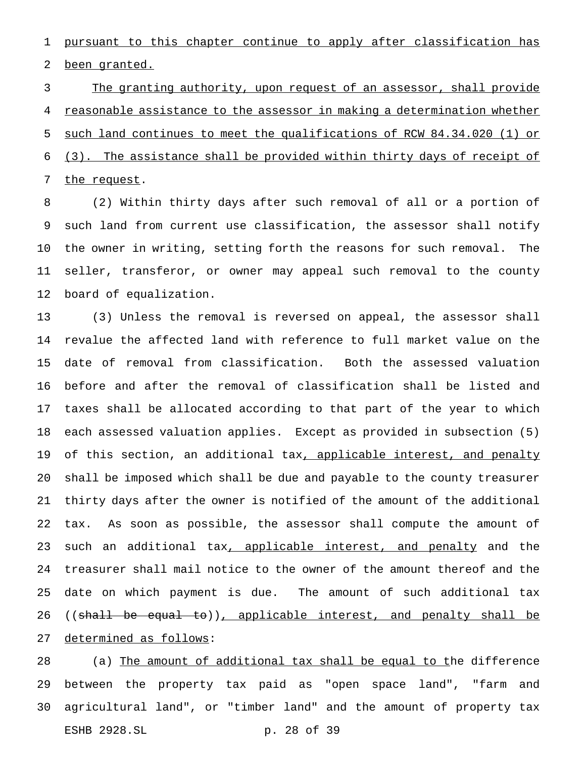pursuant to this chapter continue to apply after classification has been granted.

The granting authority, upon request of an assessor, shall provide reasonable assistance to the assessor in making a determination whether such land continues to meet the qualifications of RCW 84.34.020 (1) or (3). The assistance shall be provided within thirty days of receipt of the request.

(2) Within thirty days after such removal of all or a portion of such land from current use classification, the assessor shall notify the owner in writing, setting forth the reasons for such removal. The seller, transferor, or owner may appeal such removal to the county board of equalization.

(3) Unless the removal is reversed on appeal, the assessor shall revalue the affected land with reference to full market value on the date of removal from classification. Both the assessed valuation before and after the removal of classification shall be listed and taxes shall be allocated according to that part of the year to which each assessed valuation applies. Except as provided in subsection (5) of this section, an additional tax, applicable interest, and penalty shall be imposed which shall be due and payable to the county treasurer thirty days after the owner is notified of the amount of the additional tax. As soon as possible, the assessor shall compute the amount of such an additional tax, applicable interest, and penalty and the treasurer shall mail notice to the owner of the amount thereof and the date on which payment is due. The amount of such additional tax ((~~shall be equal to~~)), applicable interest, and penalty shall be determined as follows:

(a) The amount of additional tax shall be equal to the difference between the property tax paid as "open space land", "farm and agricultural land", or "timber land" and the amount of property tax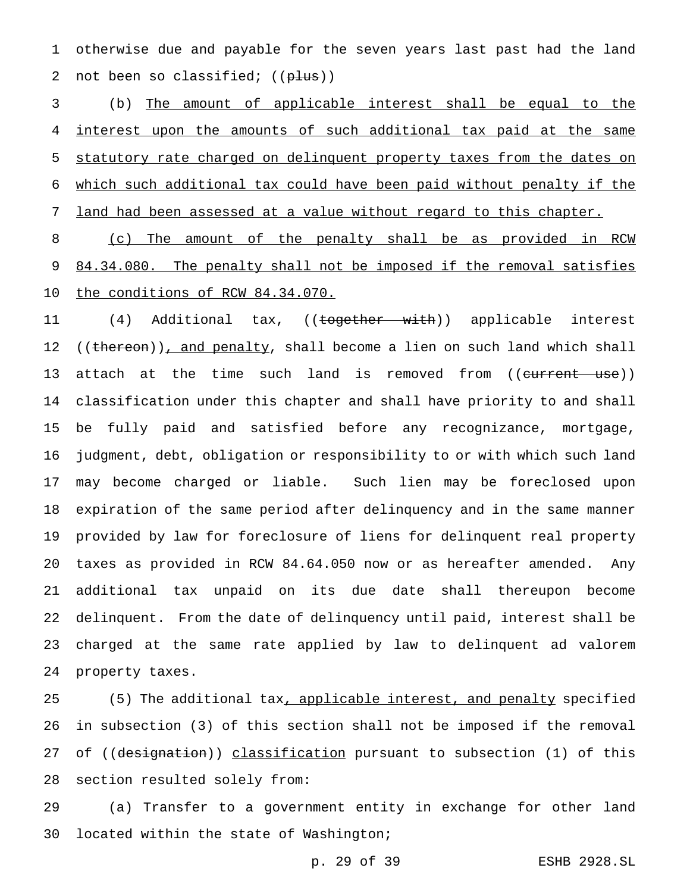otherwise due and payable for the seven years last past had the land not been so classified; ((~~plus~~))

(b) <u>The amount of applicable interest shall be equal to the interest upon the amounts of such additional tax paid at the same statutory rate charged on delinquent property taxes from the dates on which such additional tax could have been paid without penalty if the land had been assessed at a value without regard to this chapter.</u>

<u>(c) The amount of the penalty shall be as provided in RCW 84.34.080. The penalty shall not be imposed if the removal satisfies the conditions of RCW 84.34.070.</u>

(4) Additional tax, ((~~together with~~)) applicable interest ((~~thereon~~))<u>, and penalty</u>, shall become a lien on such land which shall attach at the time such land is removed from ((~~current use~~)) classification under this chapter and shall have priority to and shall be fully paid and satisfied before any recognizance, mortgage, judgment, debt, obligation or responsibility to or with which such land may become charged or liable. Such lien may be foreclosed upon expiration of the same period after delinquency and in the same manner provided by law for foreclosure of liens for delinquent real property taxes as provided in RCW 84.64.050 now or as hereafter amended. Any additional tax unpaid on its due date shall thereupon become delinquent. From the date of delinquency until paid, interest shall be charged at the same rate applied by law to delinquent ad valorem property taxes.

(5) The additional tax<u>, applicable interest, and penalty</u> specified in subsection (3) of this section shall not be imposed if the removal of ((~~designation~~)) <u>classification</u> pursuant to subsection (1) of this section resulted solely from:

(a) Transfer to a government entity in exchange for other land located within the state of Washington;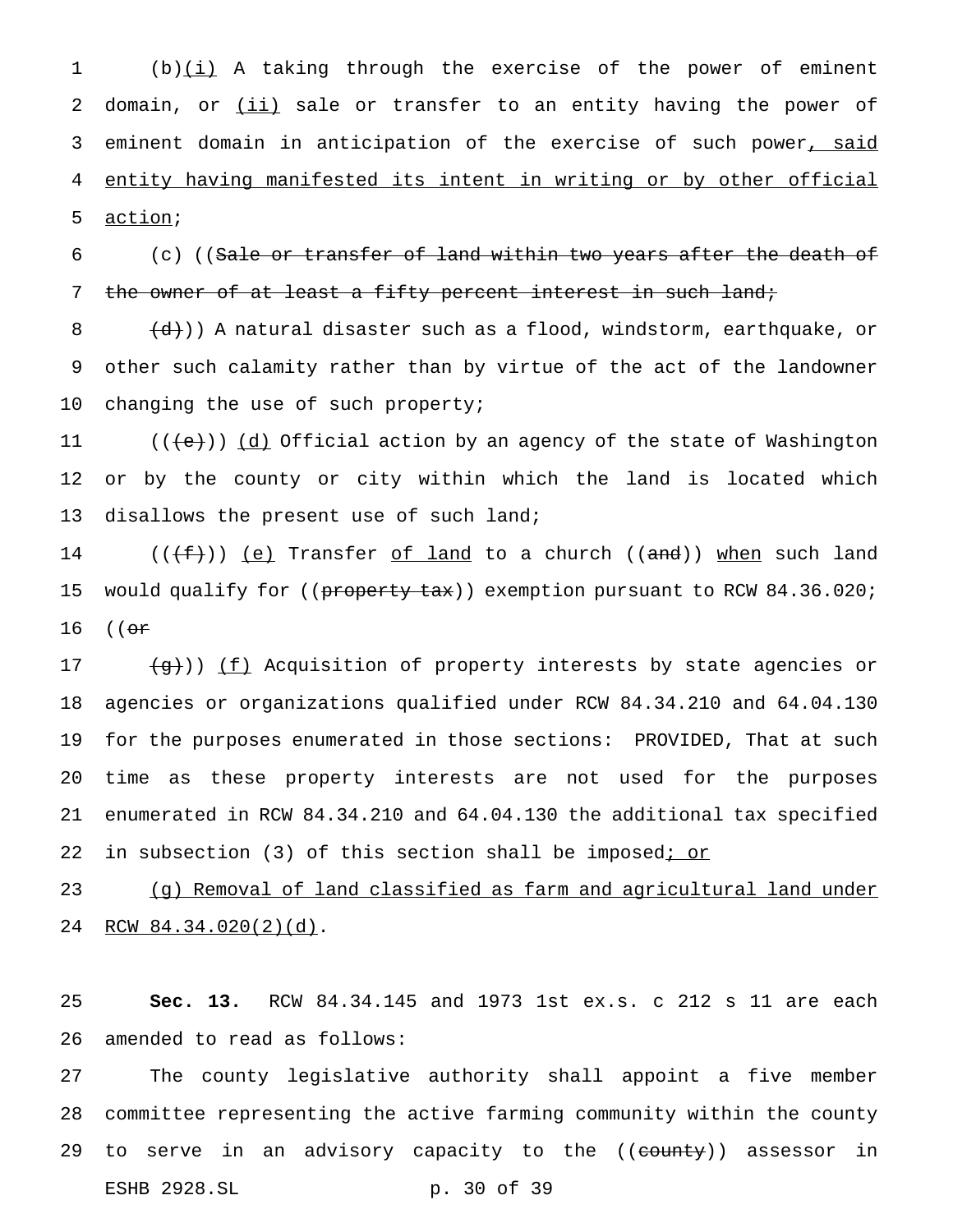(b)<u>(i)</u> A taking through the exercise of the power of eminent domain, or <u>(ii)</u> sale or transfer to an entity having the power of eminent domain in anticipation of the exercise of such power<u>, said entity having manifested its intent in writing or by other official action</u>;

(c) ((~~Sale or transfer of land within two years after the death of the owner of at least a fifty percent interest in such land;~~

~~(d)~~)) A natural disaster such as a flood, windstorm, earthquake, or other such calamity rather than by virtue of the act of the landowner changing the use of such property;

((~~(e)~~)) <u>(d)</u> Official action by an agency of the state of Washington or by the county or city within which the land is located which disallows the present use of such land;

((~~(f)~~)) <u>(e)</u> Transfer <u>of land</u> to a church ((~~and~~)) <u>when</u> such land would qualify for ((~~property tax~~)) exemption pursuant to RCW 84.36.020; ((~~or~~

~~(g)~~)) <u>(f)</u> Acquisition of property interests by state agencies or agencies or organizations qualified under RCW 84.34.210 and 64.04.130 for the purposes enumerated in those sections: PROVIDED, That at such time as these property interests are not used for the purposes enumerated in RCW 84.34.210 and 64.04.130 the additional tax specified in subsection (3) of this section shall be imposed<u>; or</u>

<u>(g) Removal of land classified as farm and agricultural land under RCW 84.34.020(2)(d)</u>.

**Sec. 13.** RCW 84.34.145 and 1973 1st ex.s. c 212 s 11 are each amended to read as follows:

The county legislative authority shall appoint a five member committee representing the active farming community within the county to serve in an advisory capacity to the ((~~county~~)) assessor in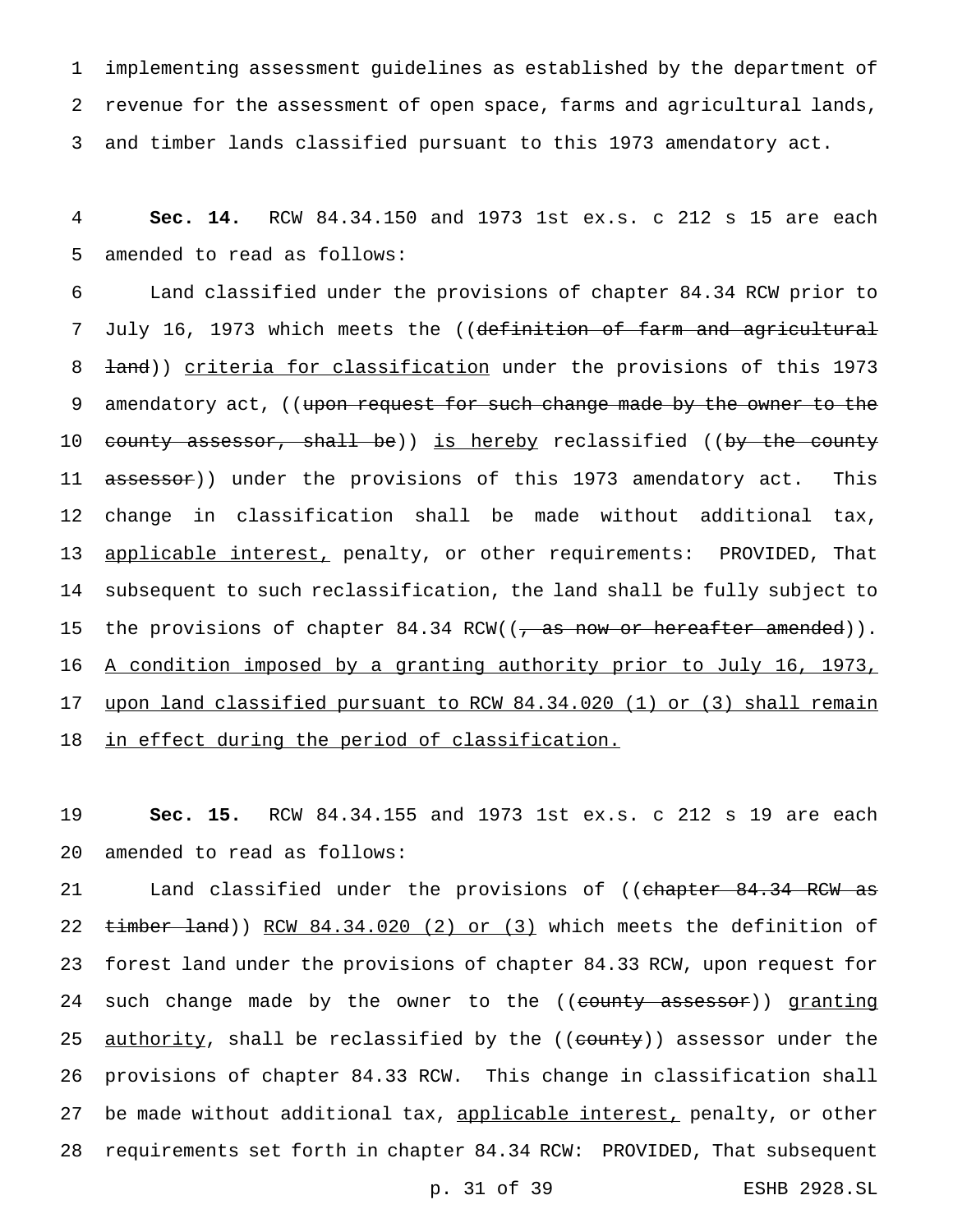implementing assessment guidelines as established by the department of revenue for the assessment of open space, farms and agricultural lands, and timber lands classified pursuant to this 1973 amendatory act.

**Sec. 14.** RCW 84.34.150 and 1973 1st ex.s. c 212 s 15 are each amended to read as follows:

Land classified under the provisions of chapter 84.34 RCW prior to July 16, 1973 which meets the ((~~definition of farm and agricultural land~~)) criteria for classification under the provisions of this 1973 amendatory act, ((~~upon request for such change made by the owner to the county assessor, shall be~~)) is hereby reclassified ((~~by the county assessor~~)) under the provisions of this 1973 amendatory act. This change in classification shall be made without additional tax, applicable interest, penalty, or other requirements: PROVIDED, That subsequent to such reclassification, the land shall be fully subject to the provisions of chapter 84.34 RCW((~~, as now or hereafter amended~~)). A condition imposed by a granting authority prior to July 16, 1973, upon land classified pursuant to RCW 84.34.020 (1) or (3) shall remain in effect during the period of classification.

**Sec. 15.** RCW 84.34.155 and 1973 1st ex.s. c 212 s 19 are each amended to read as follows:

Land classified under the provisions of ((~~chapter 84.34 RCW as timber land~~)) RCW 84.34.020 (2) or (3) which meets the definition of forest land under the provisions of chapter 84.33 RCW, upon request for such change made by the owner to the ((~~county assessor~~)) granting authority, shall be reclassified by the ((~~county~~)) assessor under the provisions of chapter 84.33 RCW. This change in classification shall be made without additional tax, applicable interest, penalty, or other requirements set forth in chapter 84.34 RCW: PROVIDED, That subsequent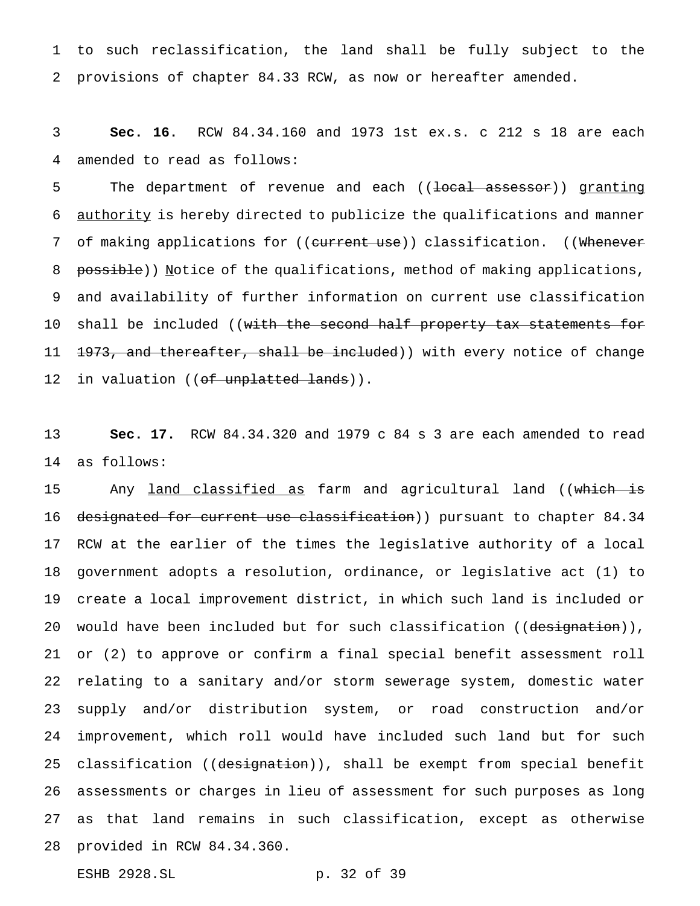to such reclassification, the land shall be fully subject to the provisions of chapter 84.33 RCW, as now or hereafter amended.

**Sec. 16.** RCW 84.34.160 and 1973 1st ex.s. c 212 s 18 are each amended to read as follows:

The department of revenue and each ((~~local assessor~~)) <u>granting authority</u> is hereby directed to publicize the qualifications and manner of making applications for ((~~current use~~)) classification. ((~~Whenever possible~~)) <u>N</u>otice of the qualifications, method of making applications, and availability of further information on current use classification shall be included ((~~with the second half property tax statements for 1973, and thereafter, shall be included~~)) with every notice of change in valuation ((~~of unplatted lands~~)).

**Sec. 17.** RCW 84.34.320 and 1979 c 84 s 3 are each amended to read as follows:

Any <u>land classified as</u> farm and agricultural land ((~~which is designated for current use classification~~)) pursuant to chapter 84.34 RCW at the earlier of the times the legislative authority of a local government adopts a resolution, ordinance, or legislative act (1) to create a local improvement district, in which such land is included or would have been included but for such classification ((~~designation~~)), or (2) to approve or confirm a final special benefit assessment roll relating to a sanitary and/or storm sewerage system, domestic water supply and/or distribution system, or road construction and/or improvement, which roll would have included such land but for such classification ((~~designation~~)), shall be exempt from special benefit assessments or charges in lieu of assessment for such purposes as long as that land remains in such classification, except as otherwise provided in RCW 84.34.360.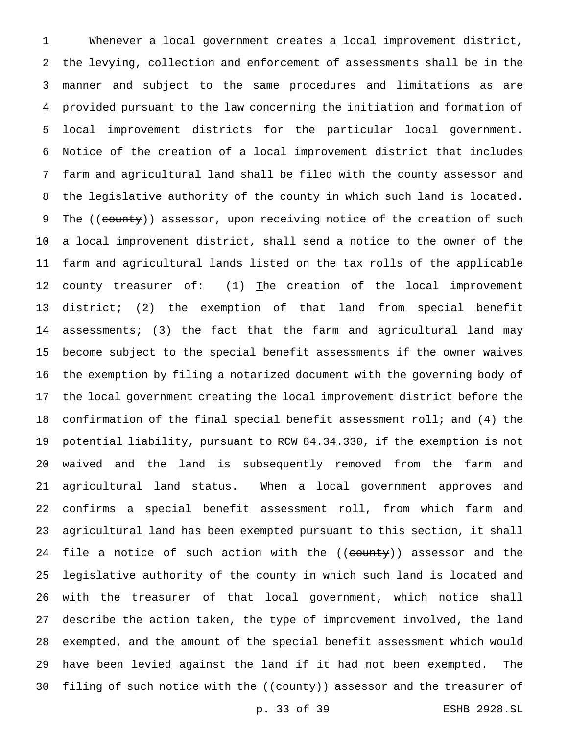Whenever a local government creates a local improvement district, the levying, collection and enforcement of assessments shall be in the manner and subject to the same procedures and limitations as are provided pursuant to the law concerning the initiation and formation of local improvement districts for the particular local government. Notice of the creation of a local improvement district that includes farm and agricultural land shall be filed with the county assessor and the legislative authority of the county in which such land is located. The ((~~county~~)) assessor, upon receiving notice of the creation of such a local improvement district, shall send a notice to the owner of the farm and agricultural lands listed on the tax rolls of the applicable county treasurer of: (1) The creation of the local improvement district; (2) the exemption of that land from special benefit assessments; (3) the fact that the farm and agricultural land may become subject to the special benefit assessments if the owner waives the exemption by filing a notarized document with the governing body of the local government creating the local improvement district before the confirmation of the final special benefit assessment roll; and (4) the potential liability, pursuant to RCW 84.34.330, if the exemption is not waived and the land is subsequently removed from the farm and agricultural land status. When a local government approves and confirms a special benefit assessment roll, from which farm and agricultural land has been exempted pursuant to this section, it shall file a notice of such action with the ((~~county~~)) assessor and the legislative authority of the county in which such land is located and with the treasurer of that local government, which notice shall describe the action taken, the type of improvement involved, the land exempted, and the amount of the special benefit assessment which would have been levied against the land if it had not been exempted. The filing of such notice with the ((~~county~~)) assessor and the treasurer of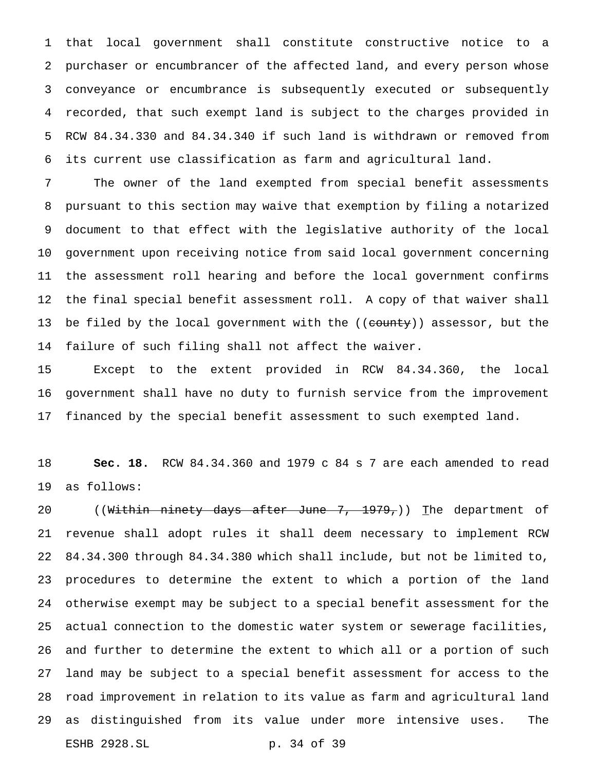that local government shall constitute constructive notice to a purchaser or encumbrancer of the affected land, and every person whose conveyance or encumbrance is subsequently executed or subsequently recorded, that such exempt land is subject to the charges provided in RCW 84.34.330 and 84.34.340 if such land is withdrawn or removed from its current use classification as farm and agricultural land.

The owner of the land exempted from special benefit assessments pursuant to this section may waive that exemption by filing a notarized document to that effect with the legislative authority of the local government upon receiving notice from said local government concerning the assessment roll hearing and before the local government confirms the final special benefit assessment roll. A copy of that waiver shall be filed by the local government with the ((~~county~~)) assessor, but the failure of such filing shall not affect the waiver.

Except to the extent provided in RCW 84.34.360, the local government shall have no duty to furnish service from the improvement financed by the special benefit assessment to such exempted land.

**Sec. 18.** RCW 84.34.360 and 1979 c 84 s 7 are each amended to read as follows:

((~~Within ninety days after June 7, 1979,~~)) <u>T</u>he department of revenue shall adopt rules it shall deem necessary to implement RCW 84.34.300 through 84.34.380 which shall include, but not be limited to, procedures to determine the extent to which a portion of the land otherwise exempt may be subject to a special benefit assessment for the actual connection to the domestic water system or sewerage facilities, and further to determine the extent to which all or a portion of such land may be subject to a special benefit assessment for access to the road improvement in relation to its value as farm and agricultural land as distinguished from its value under more intensive uses. The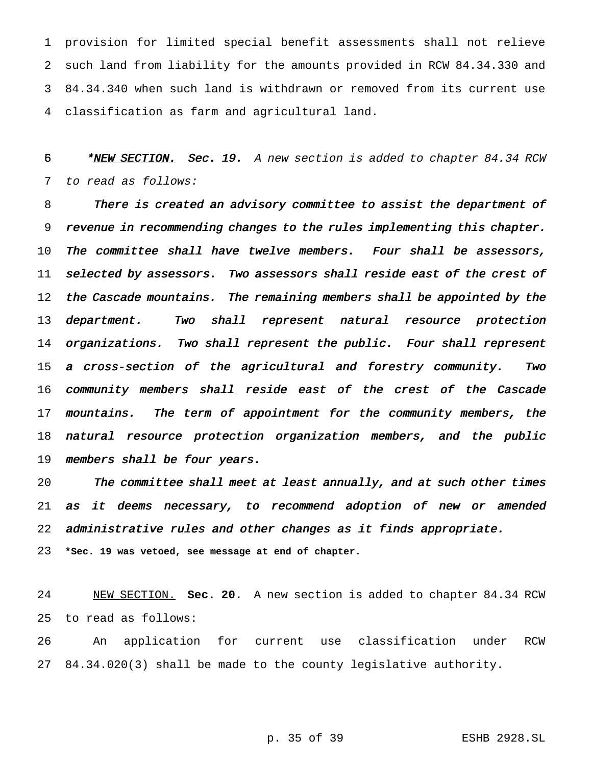provision for limited special benefit assessments shall not relieve such land from liability for the amounts provided in RCW 84.34.330 and 84.34.340 when such land is withdrawn or removed from its current use classification as farm and agricultural land.

*\*<u>NEW SECTION.</u> **Sec. 19.** A new section is added to chapter 84.34 RCW to read as follows:*

***There is created an advisory committee to assist the department of revenue in recommending changes to the rules implementing this chapter. The committee shall have twelve members. Four shall be assessors, selected by assessors. Two assessors shall reside east of the crest of the Cascade mountains. The remaining members shall be appointed by the department. Two shall represent natural resource protection organizations. Two shall represent the public. Four shall represent a cross-section of the agricultural and forestry community. Two community members shall reside east of the crest of the Cascade mountains. The term of appointment for the community members, the natural resource protection organization members, and the public members shall be four years.***

***The committee shall meet at least annually, and at such other times as it deems necessary, to recommend adoption of new or amended administrative rules and other changes as it finds appropriate.***

**\*Sec. 19 was vetoed, see message at end of chapter.**

<u>NEW SECTION.</u> **Sec. 20.** A new section is added to chapter 84.34 RCW to read as follows:

An application for current use classification under RCW 84.34.020(3) shall be made to the county legislative authority.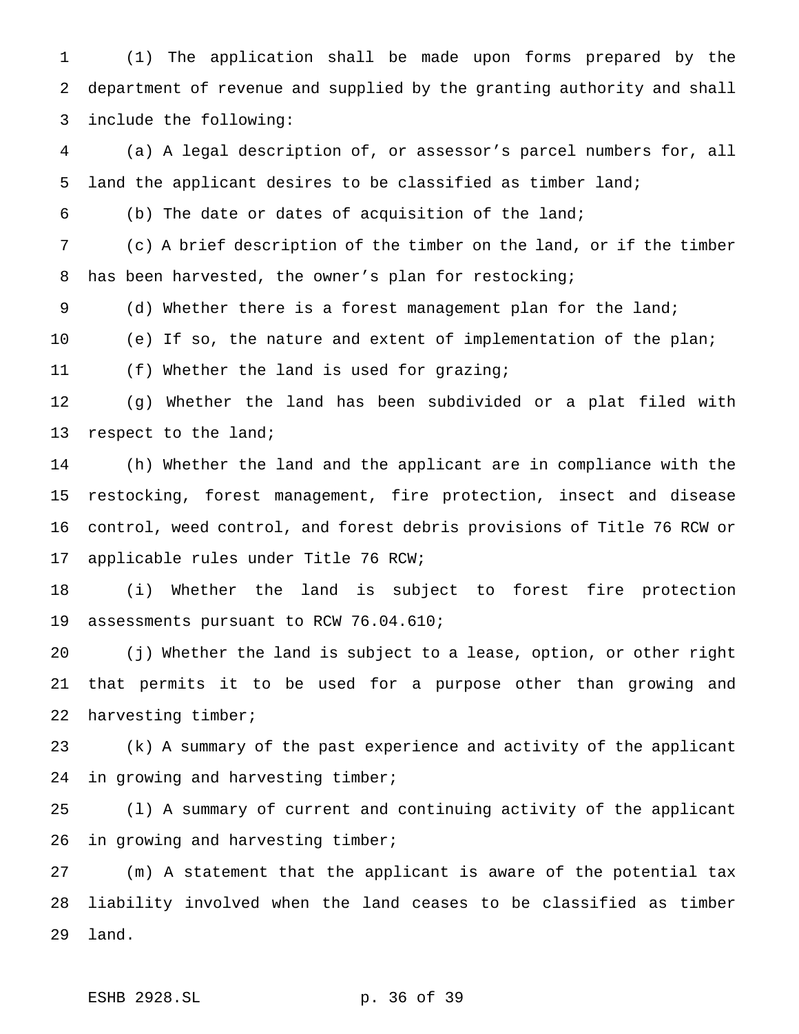(1) The application shall be made upon forms prepared by the department of revenue and supplied by the granting authority and shall include the following:

(a) A legal description of, or assessor's parcel numbers for, all land the applicant desires to be classified as timber land;

(b) The date or dates of acquisition of the land;

(c) A brief description of the timber on the land, or if the timber has been harvested, the owner's plan for restocking;

(d) Whether there is a forest management plan for the land;

(e) If so, the nature and extent of implementation of the plan;

(f) Whether the land is used for grazing;

(g) Whether the land has been subdivided or a plat filed with respect to the land;

(h) Whether the land and the applicant are in compliance with the restocking, forest management, fire protection, insect and disease control, weed control, and forest debris provisions of Title 76 RCW or applicable rules under Title 76 RCW;

(i) Whether the land is subject to forest fire protection assessments pursuant to RCW 76.04.610;

(j) Whether the land is subject to a lease, option, or other right that permits it to be used for a purpose other than growing and harvesting timber;

(k) A summary of the past experience and activity of the applicant in growing and harvesting timber;

(l) A summary of current and continuing activity of the applicant in growing and harvesting timber;

(m) A statement that the applicant is aware of the potential tax liability involved when the land ceases to be classified as timber land.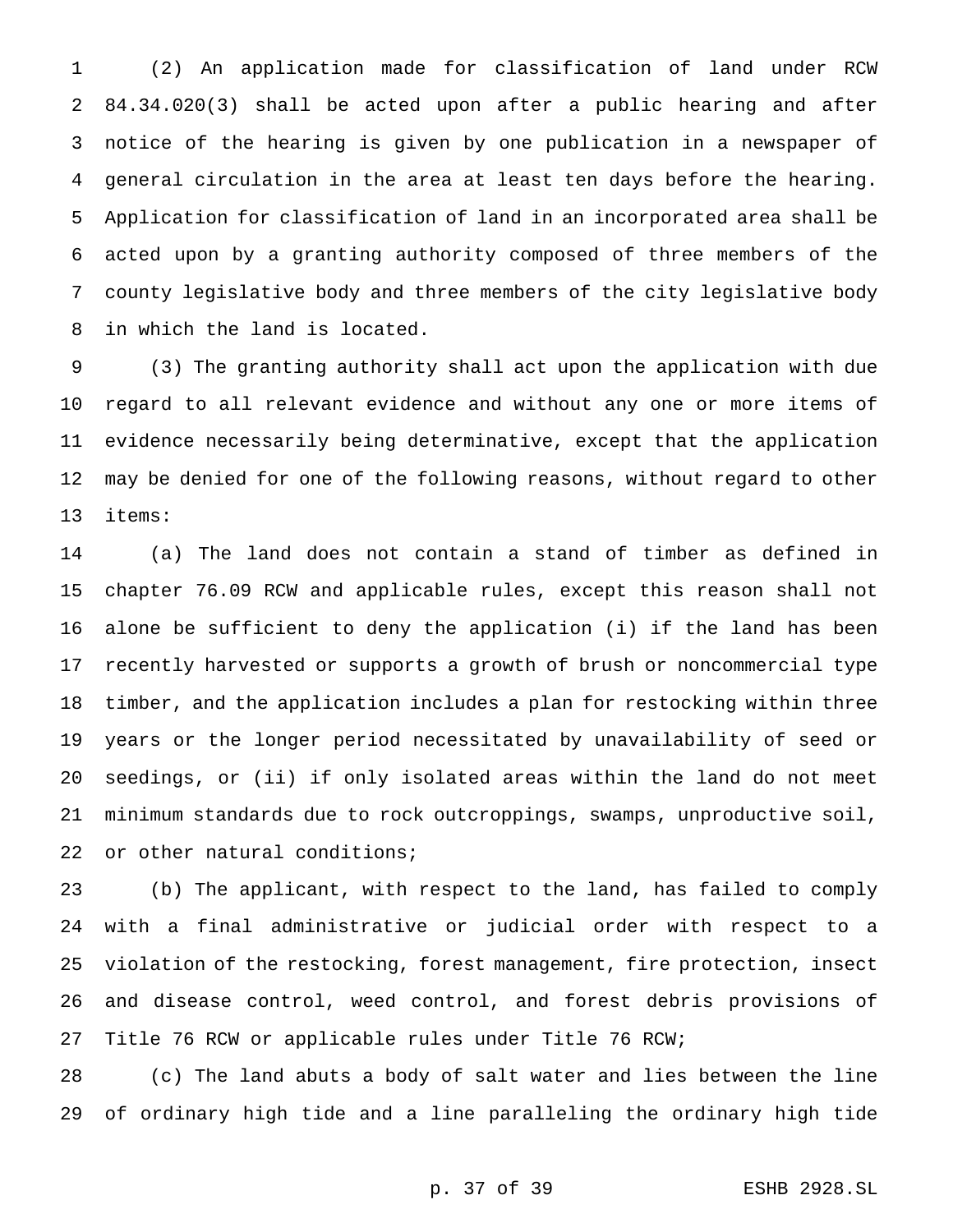(2) An application made for classification of land under RCW 84.34.020(3) shall be acted upon after a public hearing and after notice of the hearing is given by one publication in a newspaper of general circulation in the area at least ten days before the hearing. Application for classification of land in an incorporated area shall be acted upon by a granting authority composed of three members of the county legislative body and three members of the city legislative body in which the land is located.

(3) The granting authority shall act upon the application with due regard to all relevant evidence and without any one or more items of evidence necessarily being determinative, except that the application may be denied for one of the following reasons, without regard to other items:

(a) The land does not contain a stand of timber as defined in chapter 76.09 RCW and applicable rules, except this reason shall not alone be sufficient to deny the application (i) if the land has been recently harvested or supports a growth of brush or noncommercial type timber, and the application includes a plan for restocking within three years or the longer period necessitated by unavailability of seed or seedings, or (ii) if only isolated areas within the land do not meet minimum standards due to rock outcroppings, swamps, unproductive soil, or other natural conditions;

(b) The applicant, with respect to the land, has failed to comply with a final administrative or judicial order with respect to a violation of the restocking, forest management, fire protection, insect and disease control, weed control, and forest debris provisions of Title 76 RCW or applicable rules under Title 76 RCW;

(c) The land abuts a body of salt water and lies between the line of ordinary high tide and a line paralleling the ordinary high tide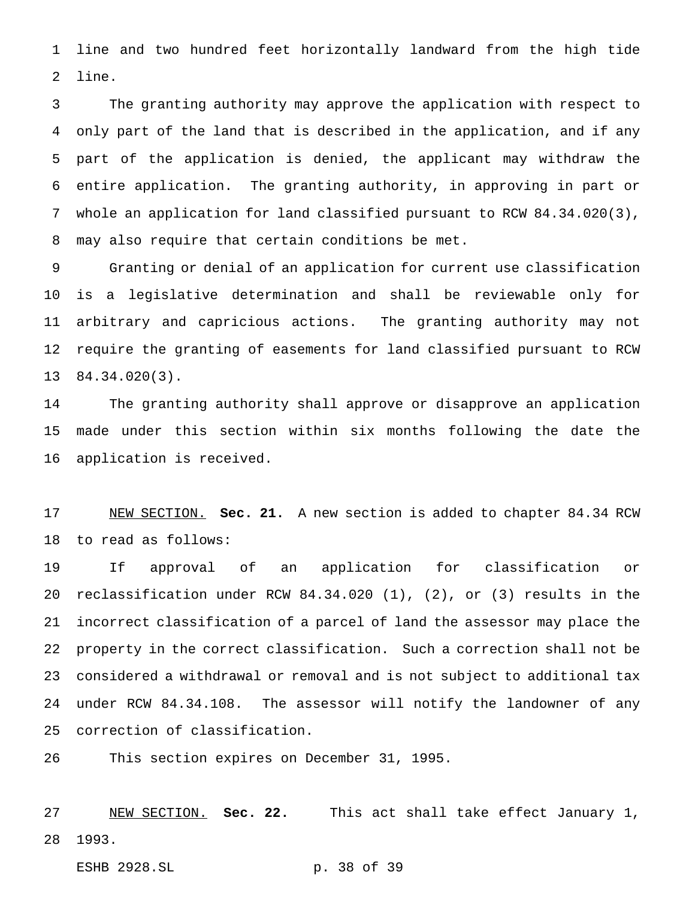line and two hundred feet horizontally landward from the high tide line.

The granting authority may approve the application with respect to only part of the land that is described in the application, and if any part of the application is denied, the applicant may withdraw the entire application. The granting authority, in approving in part or whole an application for land classified pursuant to RCW 84.34.020(3), may also require that certain conditions be met.

Granting or denial of an application for current use classification is a legislative determination and shall be reviewable only for arbitrary and capricious actions. The granting authority may not require the granting of easements for land classified pursuant to RCW 84.34.020(3).

The granting authority shall approve or disapprove an application made under this section within six months following the date the application is received.

NEW SECTION. **Sec. 21.** A new section is added to chapter 84.34 RCW to read as follows:

If approval of an application for classification or reclassification under RCW 84.34.020 (1), (2), or (3) results in the incorrect classification of a parcel of land the assessor may place the property in the correct classification. Such a correction shall not be considered a withdrawal or removal and is not subject to additional tax under RCW 84.34.108. The assessor will notify the landowner of any correction of classification.

This section expires on December 31, 1995.

NEW SECTION. **Sec. 22.** This act shall take effect January 1, 1993.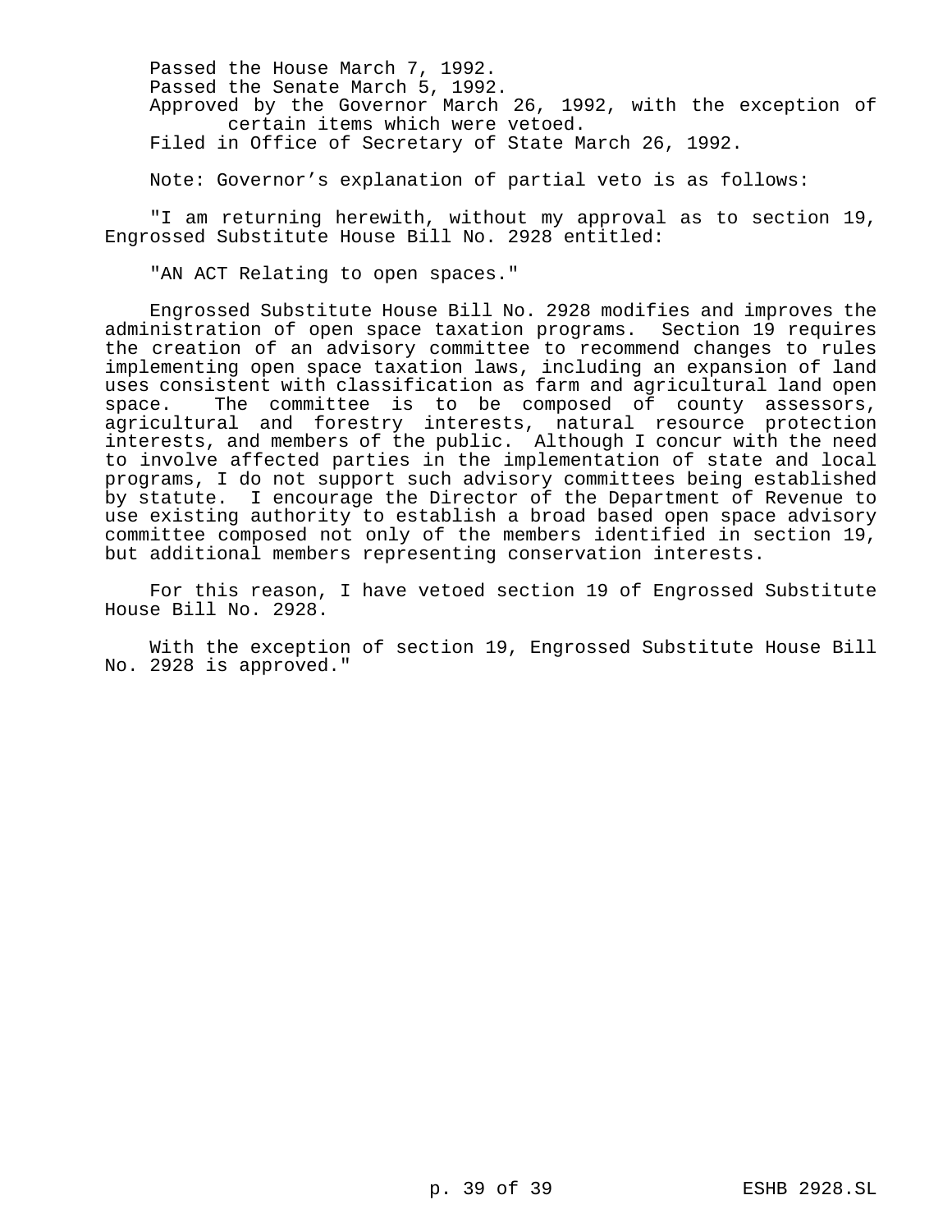Passed the House March 7, 1992.
Passed the Senate March 5, 1992.
Approved by the Governor March 26, 1992, with the exception of certain items which were vetoed.
Filed in Office of Secretary of State March 26, 1992.

Note: Governor's explanation of partial veto is as follows:

"I am returning herewith, without my approval as to section 19, Engrossed Substitute House Bill No. 2928 entitled:

"AN ACT Relating to open spaces."

Engrossed Substitute House Bill No. 2928 modifies and improves the administration of open space taxation programs. Section 19 requires the creation of an advisory committee to recommend changes to rules implementing open space taxation laws, including an expansion of land uses consistent with classification as farm and agricultural land open space. The committee is to be composed of county assessors, agricultural and forestry interests, natural resource protection interests, and members of the public. Although I concur with the need to involve affected parties in the implementation of state and local programs, I do not support such advisory committees being established by statute. I encourage the Director of the Department of Revenue to use existing authority to establish a broad based open space advisory committee composed not only of the members identified in section 19, but additional members representing conservation interests.

For this reason, I have vetoed section 19 of Engrossed Substitute House Bill No. 2928.

With the exception of section 19, Engrossed Substitute House Bill No. 2928 is approved."